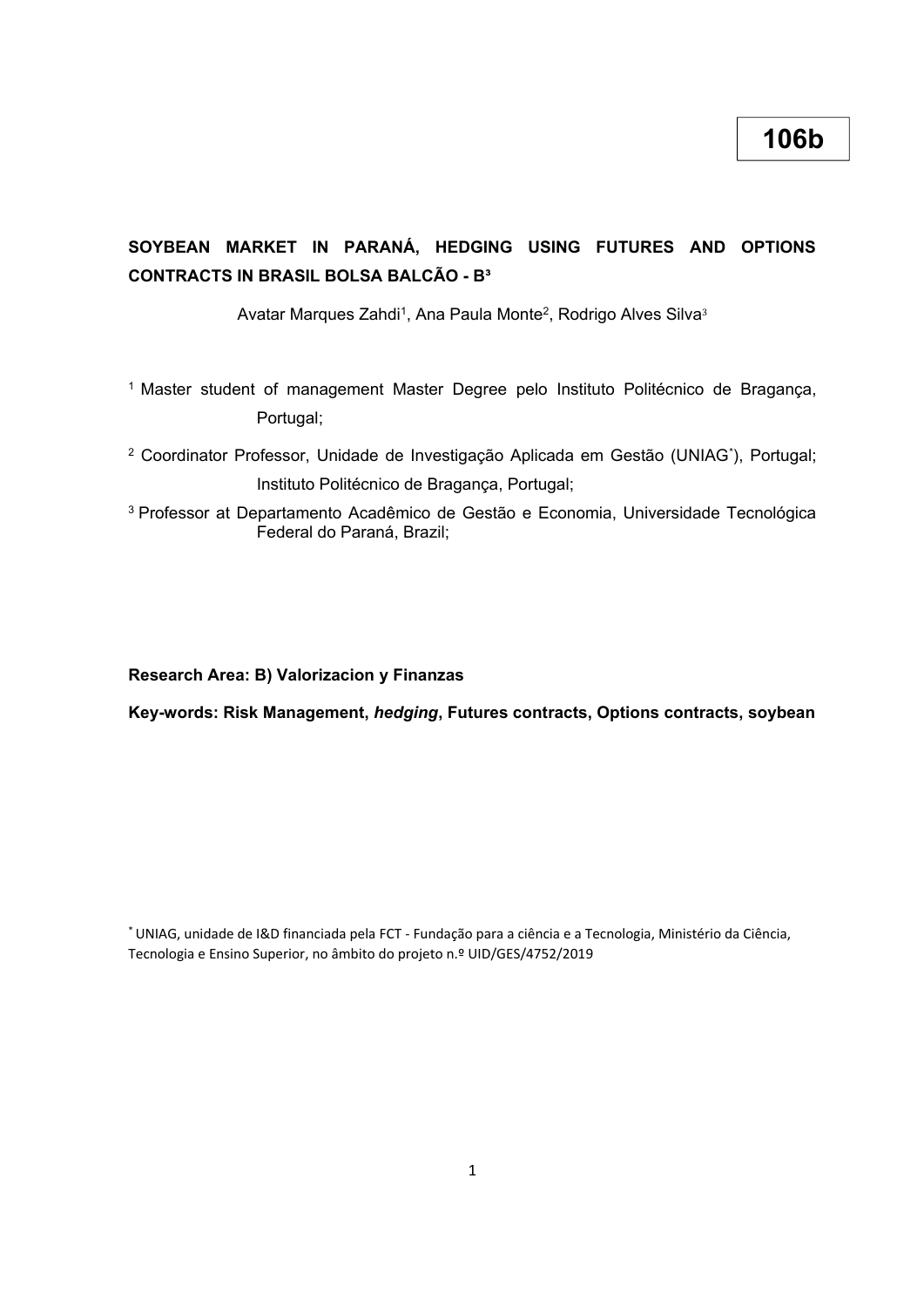106b

# SOYBEAN MARKET IN PARANÁ, HEDGING USING FUTURES AND OPTIONS CONTRACTS IN BRASIL BOLSA BALCÃO - B³

Avatar Marques Zahdi[1], Ana Paula Monte[2], Rodrigo Alves Silva[3]

[1] Master student of management Master Degree pelo Instituto Politécnico de Bragança, Portugal;

[2] Coordinator Professor, Unidade de Investigação Aplicada em Gestão (UNIAG[*]), Portugal; Instituto Politécnico de Bragança, Portugal;

[3] Professor at Departamento Acadêmico de Gestão e Economia, Universidade Tecnológica Federal do Paraná, Brazil;

**Research Area: B) Valorizacion y Finanzas**

**Key-words: Risk Management, *hedging*, Futures contracts, Options contracts, soybean**

[*] UNIAG, unidade de I&D financiada pela FCT - Fundação para a ciência e a Tecnologia, Ministério da Ciência, Tecnologia e Ensino Superior, no âmbito do projeto n.º UID/GES/4752/2019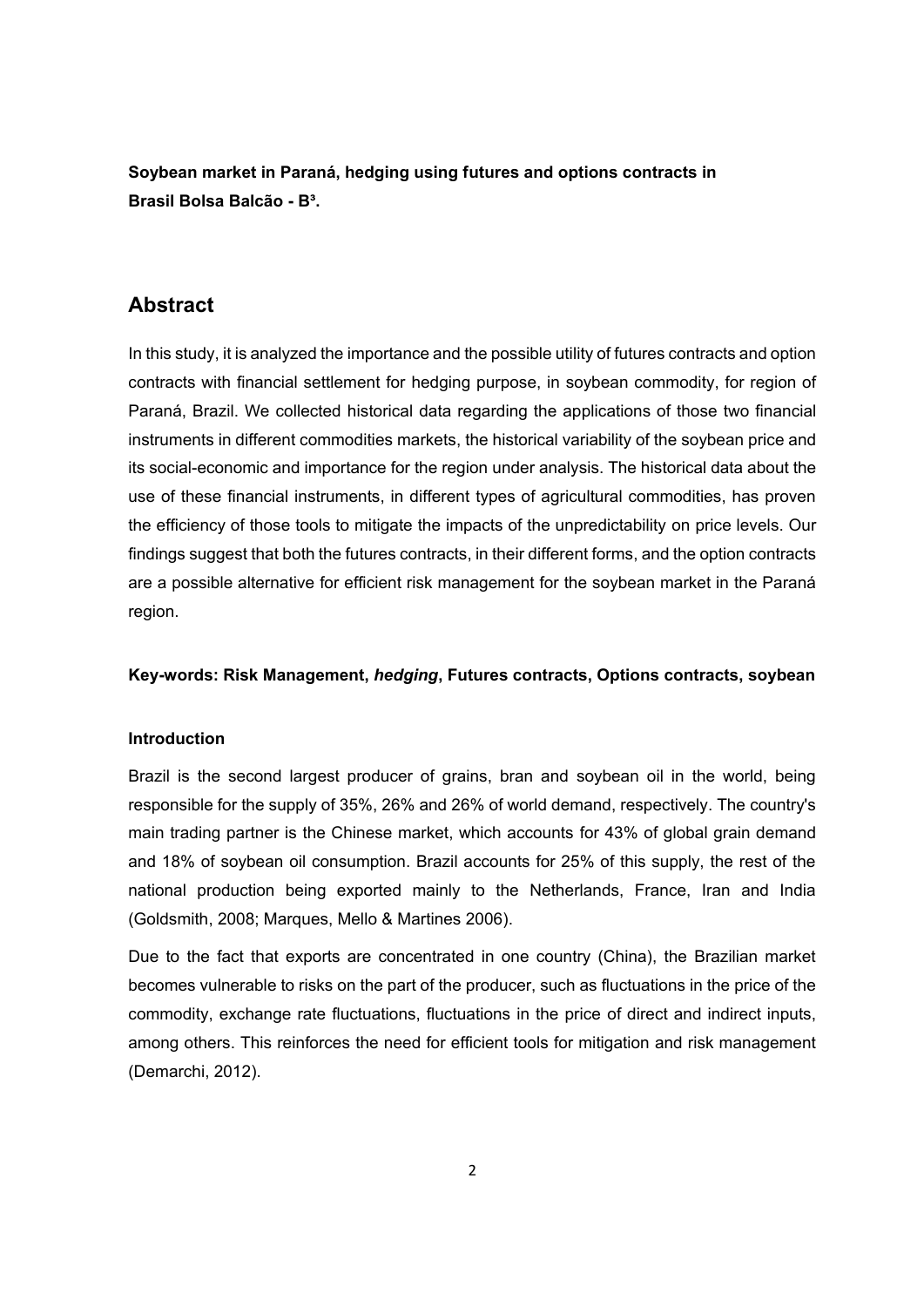**Soybean market in Paraná, hedging using futures and options contracts in Brasil Bolsa Balcão - B³.**

## Abstract

In this study, it is analyzed the importance and the possible utility of futures contracts and option contracts with financial settlement for hedging purpose, in soybean commodity, for region of Paraná, Brazil. We collected historical data regarding the applications of those two financial instruments in different commodities markets, the historical variability of the soybean price and its social-economic and importance for the region under analysis. The historical data about the use of these financial instruments, in different types of agricultural commodities, has proven the efficiency of those tools to mitigate the impacts of the unpredictability on price levels. Our findings suggest that both the futures contracts, in their different forms, and the option contracts are a possible alternative for efficient risk management for the soybean market in the Paraná region.

**Key-words: Risk Management, *hedging*, Futures contracts, Options contracts, soybean**

**Introduction**

Brazil is the second largest producer of grains, bran and soybean oil in the world, being responsible for the supply of 35%, 26% and 26% of world demand, respectively. The country's main trading partner is the Chinese market, which accounts for 43% of global grain demand and 18% of soybean oil consumption. Brazil accounts for 25% of this supply, the rest of the national production being exported mainly to the Netherlands, France, Iran and India (Goldsmith, 2008; Marques, Mello & Martines 2006).

Due to the fact that exports are concentrated in one country (China), the Brazilian market becomes vulnerable to risks on the part of the producer, such as fluctuations in the price of the commodity, exchange rate fluctuations, fluctuations in the price of direct and indirect inputs, among others. This reinforces the need for efficient tools for mitigation and risk management (Demarchi, 2012).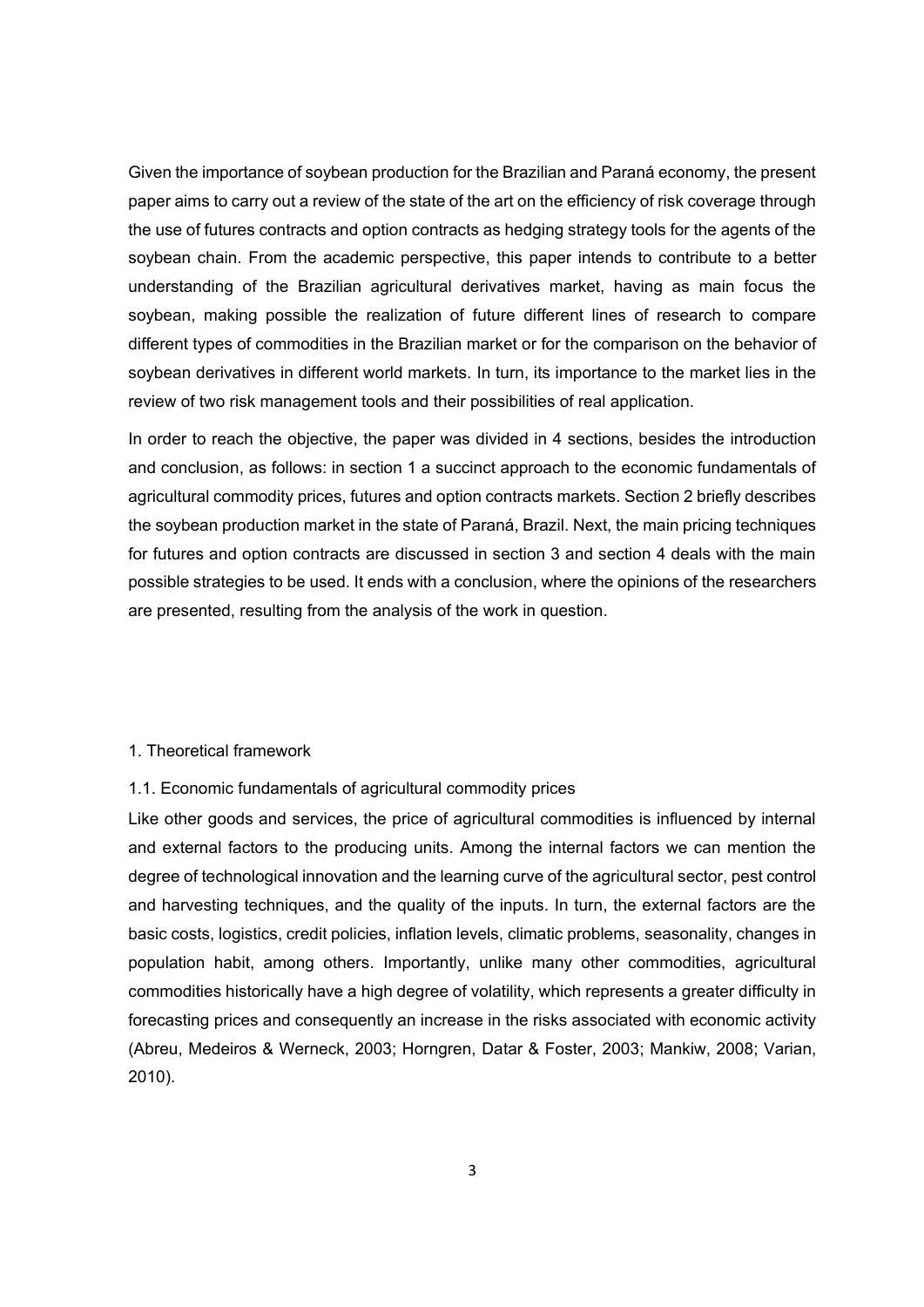Given the importance of soybean production for the Brazilian and Paraná economy, the present paper aims to carry out a review of the state of the art on the efficiency of risk coverage through the use of futures contracts and option contracts as hedging strategy tools for the agents of the soybean chain. From the academic perspective, this paper intends to contribute to a better understanding of the Brazilian agricultural derivatives market, having as main focus the soybean, making possible the realization of future different lines of research to compare different types of commodities in the Brazilian market or for the comparison on the behavior of soybean derivatives in different world markets. In turn, its importance to the market lies in the review of two risk management tools and their possibilities of real application.

In order to reach the objective, the paper was divided in 4 sections, besides the introduction and conclusion, as follows: in section 1 a succinct approach to the economic fundamentals of agricultural commodity prices, futures and option contracts markets. Section 2 briefly describes the soybean production market in the state of Paraná, Brazil. Next, the main pricing techniques for futures and option contracts are discussed in section 3 and section 4 deals with the main possible strategies to be used. It ends with a conclusion, where the opinions of the researchers are presented, resulting from the analysis of the work in question.

## 1. Theoretical framework

### 1.1. Economic fundamentals of agricultural commodity prices

Like other goods and services, the price of agricultural commodities is influenced by internal and external factors to the producing units. Among the internal factors we can mention the degree of technological innovation and the learning curve of the agricultural sector, pest control and harvesting techniques, and the quality of the inputs. In turn, the external factors are the basic costs, logistics, credit policies, inflation levels, climatic problems, seasonality, changes in population habit, among others. Importantly, unlike many other commodities, agricultural commodities historically have a high degree of volatility, which represents a greater difficulty in forecasting prices and consequently an increase in the risks associated with economic activity (Abreu, Medeiros & Werneck, 2003; Horngren, Datar & Foster, 2003; Mankiw, 2008; Varian, 2010).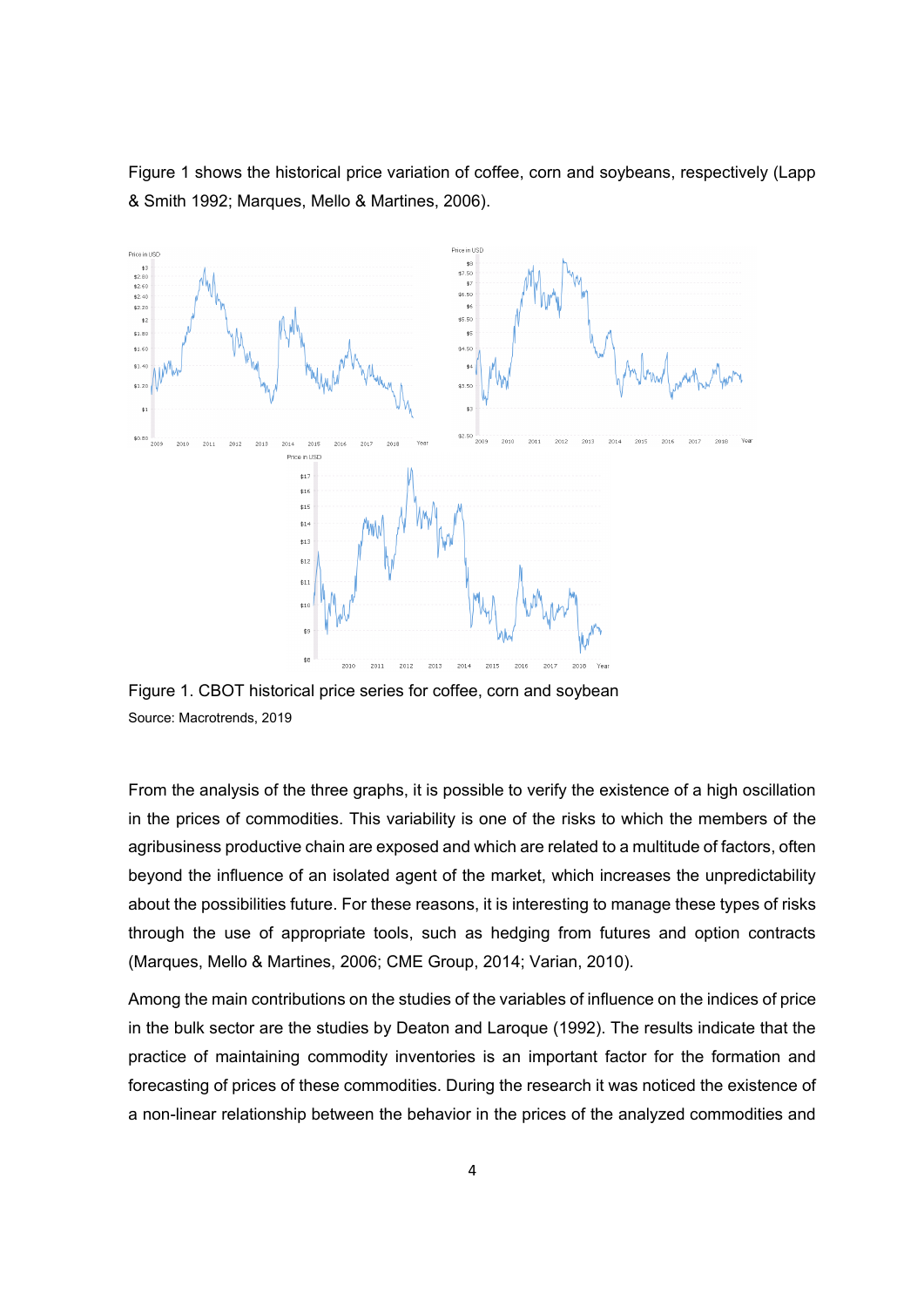Figure 1 shows the historical price variation of coffee, corn and soybeans, respectively (Lapp & Smith 1992; Marques, Mello & Martines, 2006).

Figure 1. CBOT historical price series for coffee, corn and soybean

Source: Macrotrends, 2019

From the analysis of the three graphs, it is possible to verify the existence of a high oscillation in the prices of commodities. This variability is one of the risks to which the members of the agribusiness productive chain are exposed and which are related to a multitude of factors, often beyond the influence of an isolated agent of the market, which increases the unpredictability about the possibilities future. For these reasons, it is interesting to manage these types of risks through the use of appropriate tools, such as hedging from futures and option contracts (Marques, Mello & Martines, 2006; CME Group, 2014; Varian, 2010).

Among the main contributions on the studies of the variables of influence on the indices of price in the bulk sector are the studies by Deaton and Laroque (1992). The results indicate that the practice of maintaining commodity inventories is an important factor for the formation and forecasting of prices of these commodities. During the research it was noticed the existence of a non-linear relationship between the behavior in the prices of the analyzed commodities and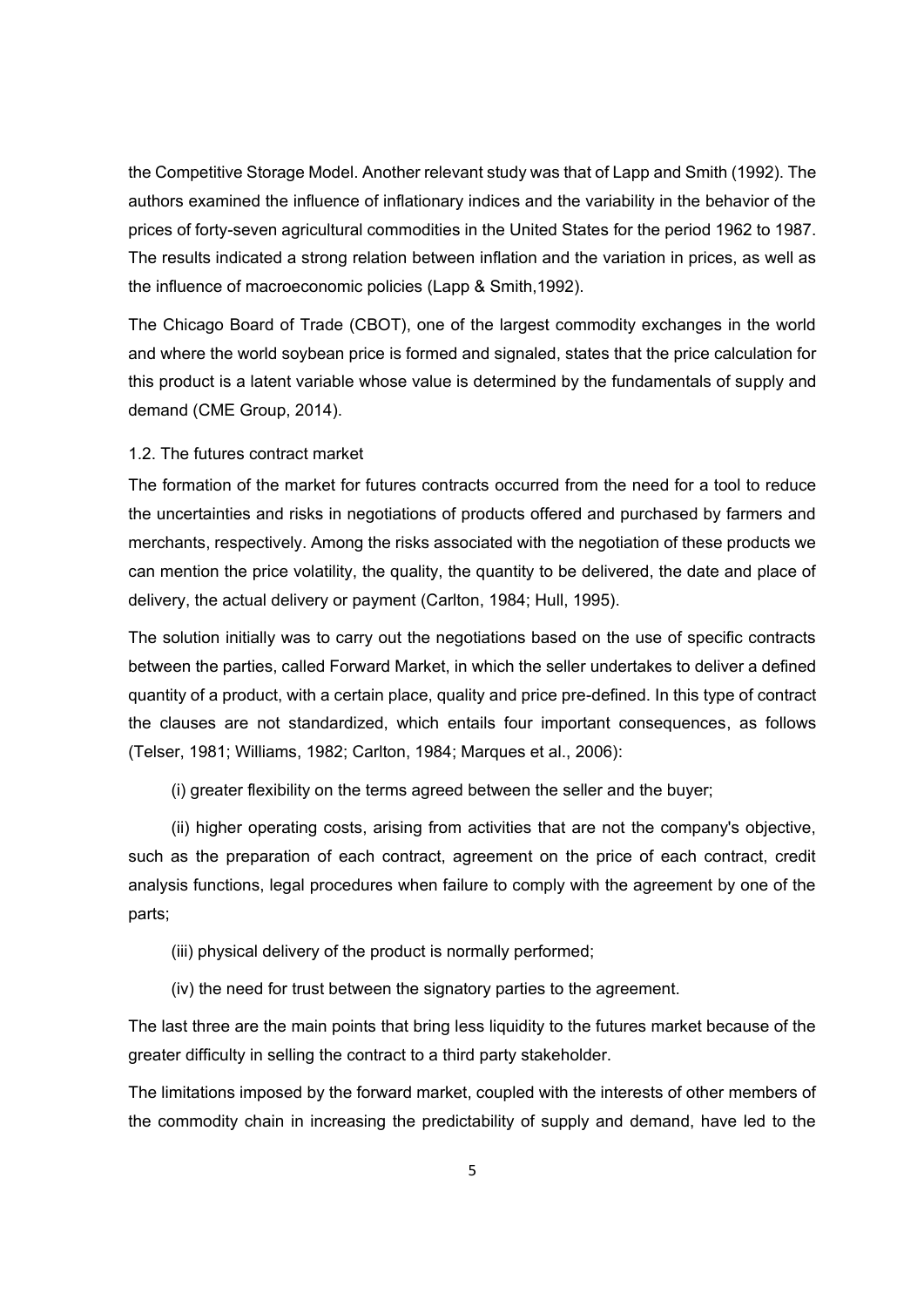the Competitive Storage Model. Another relevant study was that of Lapp and Smith (1992). The authors examined the influence of inflationary indices and the variability in the behavior of the prices of forty-seven agricultural commodities in the United States for the period 1962 to 1987. The results indicated a strong relation between inflation and the variation in prices, as well as the influence of macroeconomic policies (Lapp & Smith,1992).

The Chicago Board of Trade (CBOT), one of the largest commodity exchanges in the world and where the world soybean price is formed and signaled, states that the price calculation for this product is a latent variable whose value is determined by the fundamentals of supply and demand (CME Group, 2014).

## 1.2. The futures contract market

The formation of the market for futures contracts occurred from the need for a tool to reduce the uncertainties and risks in negotiations of products offered and purchased by farmers and merchants, respectively. Among the risks associated with the negotiation of these products we can mention the price volatility, the quality, the quantity to be delivered, the date and place of delivery, the actual delivery or payment (Carlton, 1984; Hull, 1995).

The solution initially was to carry out the negotiations based on the use of specific contracts between the parties, called Forward Market, in which the seller undertakes to deliver a defined quantity of a product, with a certain place, quality and price pre-defined. In this type of contract the clauses are not standardized, which entails four important consequences, as follows (Telser, 1981; Williams, 1982; Carlton, 1984; Marques et al., 2006):

(i) greater flexibility on the terms agreed between the seller and the buyer;

(ii) higher operating costs, arising from activities that are not the company's objective, such as the preparation of each contract, agreement on the price of each contract, credit analysis functions, legal procedures when failure to comply with the agreement by one of the parts;

(iii) physical delivery of the product is normally performed;

(iv) the need for trust between the signatory parties to the agreement.

The last three are the main points that bring less liquidity to the futures market because of the greater difficulty in selling the contract to a third party stakeholder.

The limitations imposed by the forward market, coupled with the interests of other members of the commodity chain in increasing the predictability of supply and demand, have led to the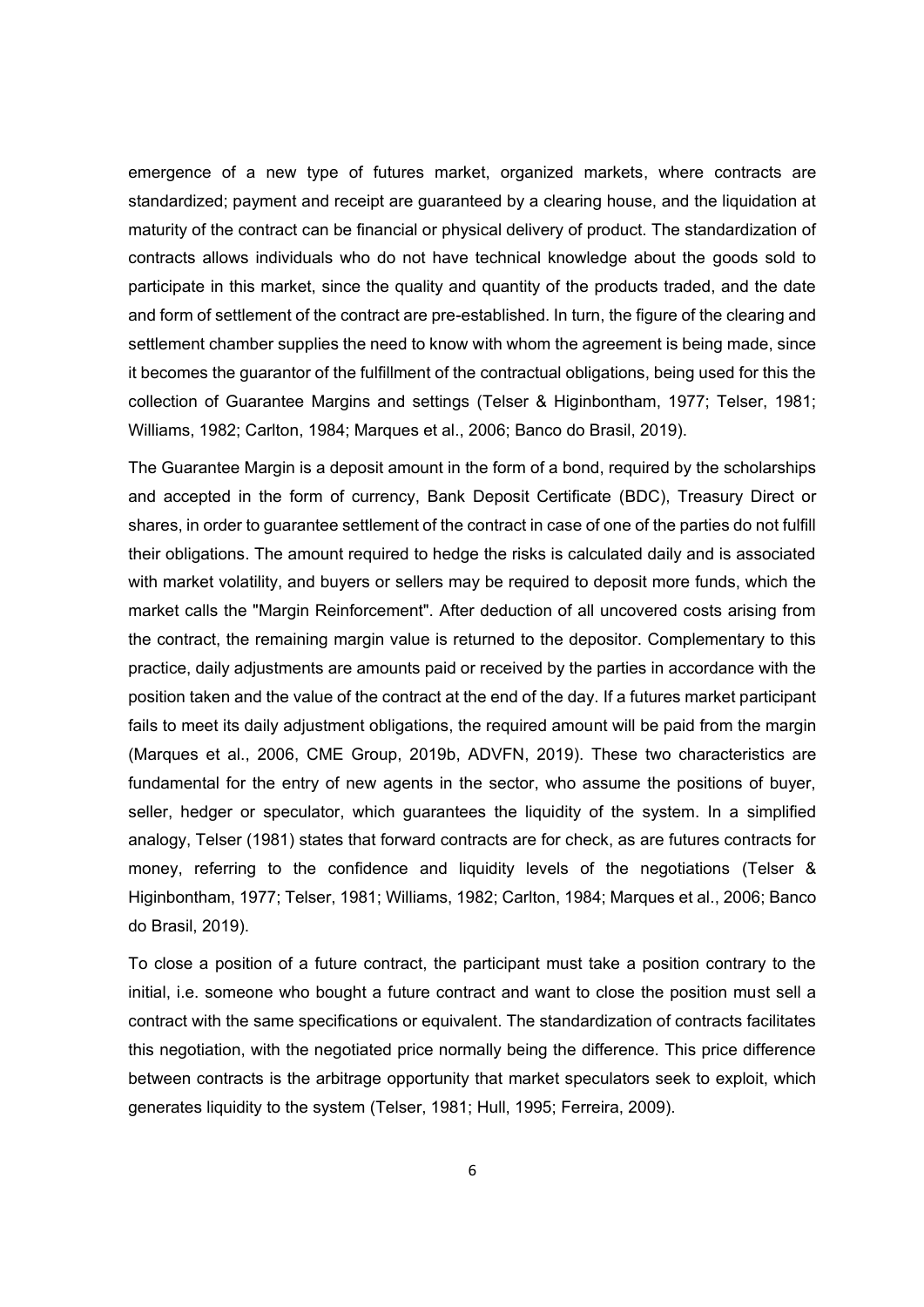emergence of a new type of futures market, organized markets, where contracts are standardized; payment and receipt are guaranteed by a clearing house, and the liquidation at maturity of the contract can be financial or physical delivery of product. The standardization of contracts allows individuals who do not have technical knowledge about the goods sold to participate in this market, since the quality and quantity of the products traded, and the date and form of settlement of the contract are pre-established. In turn, the figure of the clearing and settlement chamber supplies the need to know with whom the agreement is being made, since it becomes the guarantor of the fulfillment of the contractual obligations, being used for this the collection of Guarantee Margins and settings (Telser & Higinbontham, 1977; Telser, 1981; Williams, 1982; Carlton, 1984; Marques et al., 2006; Banco do Brasil, 2019).

The Guarantee Margin is a deposit amount in the form of a bond, required by the scholarships and accepted in the form of currency, Bank Deposit Certificate (BDC), Treasury Direct or shares, in order to guarantee settlement of the contract in case of one of the parties do not fulfill their obligations. The amount required to hedge the risks is calculated daily and is associated with market volatility, and buyers or sellers may be required to deposit more funds, which the market calls the "Margin Reinforcement". After deduction of all uncovered costs arising from the contract, the remaining margin value is returned to the depositor. Complementary to this practice, daily adjustments are amounts paid or received by the parties in accordance with the position taken and the value of the contract at the end of the day. If a futures market participant fails to meet its daily adjustment obligations, the required amount will be paid from the margin (Marques et al., 2006, CME Group, 2019b, ADVFN, 2019). These two characteristics are fundamental for the entry of new agents in the sector, who assume the positions of buyer, seller, hedger or speculator, which guarantees the liquidity of the system. In a simplified analogy, Telser (1981) states that forward contracts are for check, as are futures contracts for money, referring to the confidence and liquidity levels of the negotiations (Telser & Higinbontham, 1977; Telser, 1981; Williams, 1982; Carlton, 1984; Marques et al., 2006; Banco do Brasil, 2019).

To close a position of a future contract, the participant must take a position contrary to the initial, i.e. someone who bought a future contract and want to close the position must sell a contract with the same specifications or equivalent. The standardization of contracts facilitates this negotiation, with the negotiated price normally being the difference. This price difference between contracts is the arbitrage opportunity that market speculators seek to exploit, which generates liquidity to the system (Telser, 1981; Hull, 1995; Ferreira, 2009).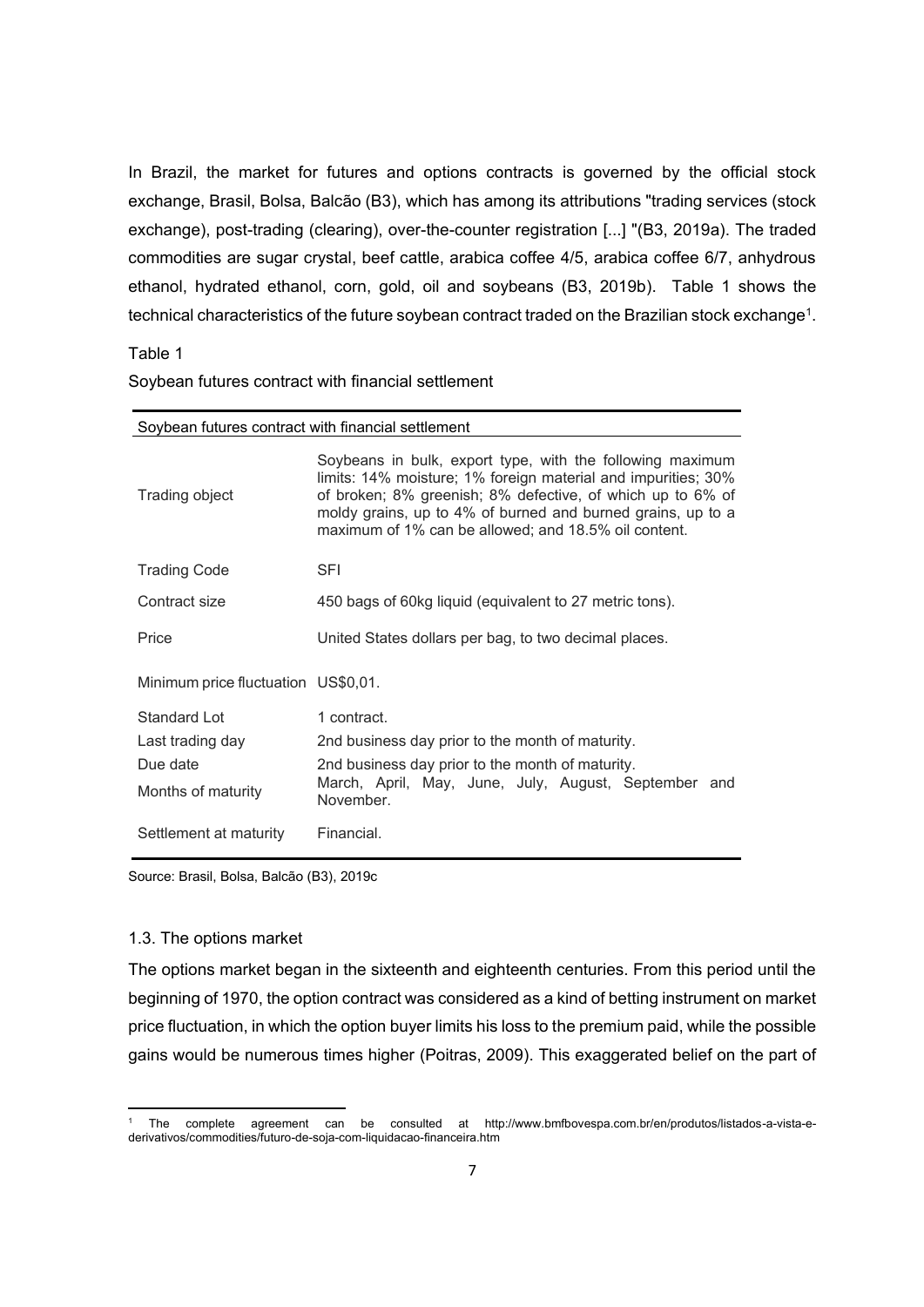In Brazil, the market for futures and options contracts is governed by the official stock exchange, Brasil, Bolsa, Balcão (B3), which has among its attributions "trading services (stock exchange), post-trading (clearing), over-the-counter registration [...] "(B3, 2019a). The traded commodities are sugar crystal, beef cattle, arabica coffee 4/5, arabica coffee 6/7, anhydrous ethanol, hydrated ethanol, corn, gold, oil and soybeans (B3, 2019b). Table 1 shows the technical characteristics of the future soybean contract traded on the Brazilian stock exchange[1].

Table 1

Soybean futures contract with financial settlement

| Soybean futures contract with financial settlement | |
|---|---|
| Trading object | Soybeans in bulk, export type, with the following maximum limits: 14% moisture; 1% foreign material and impurities; 30% of broken; 8% greenish; 8% defective, of which up to 6% of moldy grains, up to 4% of burned and burned grains, up to a maximum of 1% can be allowed; and 18.5% oil content. |
| Trading Code | SFI |
| Contract size | 450 bags of 60kg liquid (equivalent to 27 metric tons). |
| Price | United States dollars per bag, to two decimal places. |
| Minimum price fluctuation | US$0,01. |
| Standard Lot | 1 contract. |
| Last trading day | 2nd business day prior to the month of maturity. |
| Due date | 2nd business day prior to the month of maturity. |
| Months of maturity | March, April, May, June, July, August, September and November. |
| Settlement at maturity | Financial. |

Source: Brasil, Bolsa, Balcão (B3), 2019c

### 1.3. The options market

The options market began in the sixteenth and eighteenth centuries. From this period until the beginning of 1970, the option contract was considered as a kind of betting instrument on market price fluctuation, in which the option buyer limits his loss to the premium paid, while the possible gains would be numerous times higher (Poitras, 2009). This exaggerated belief on the part of

[1] The complete agreement can be consulted at http://www.bmfbovespa.com.br/en/produtos/listados-a-vista-e-derivativos/commodities/futuro-de-soja-com-liquidacao-financeira.htm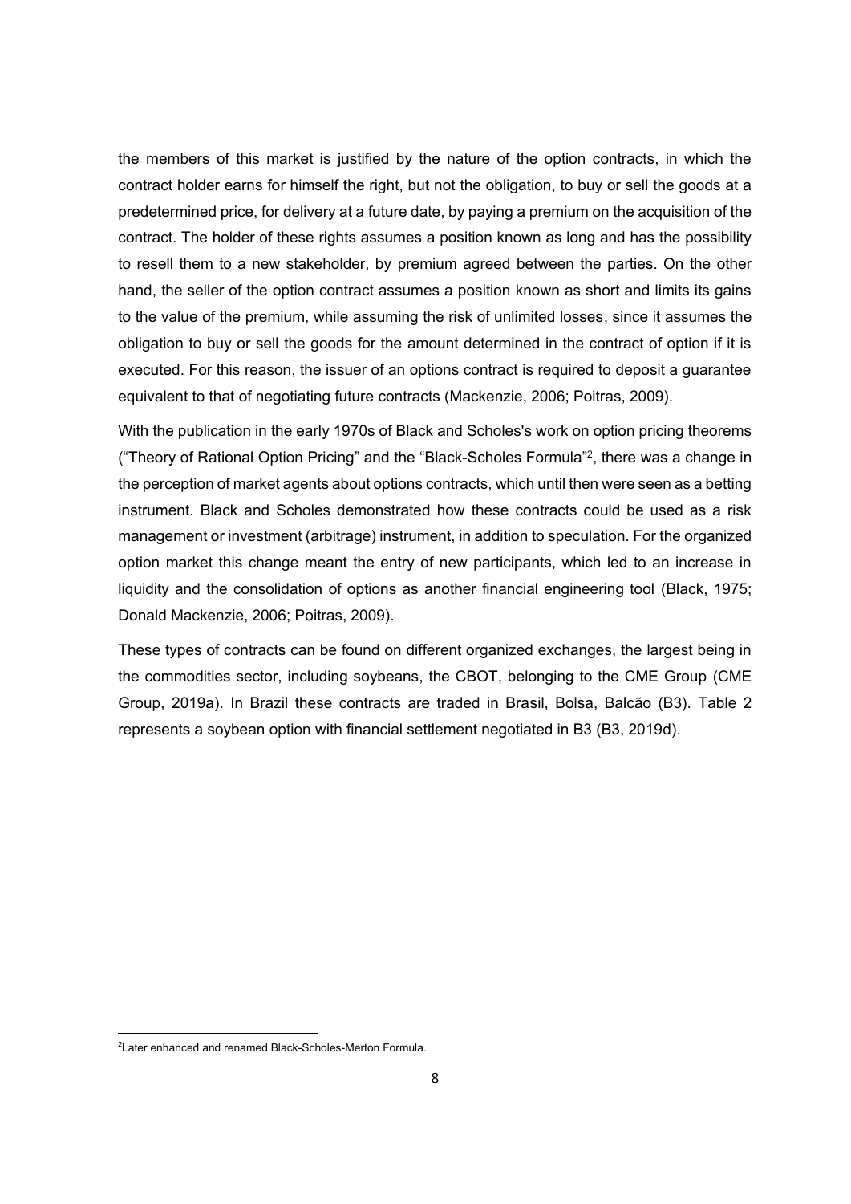the members of this market is justified by the nature of the option contracts, in which the contract holder earns for himself the right, but not the obligation, to buy or sell the goods at a predetermined price, for delivery at a future date, by paying a premium on the acquisition of the contract. The holder of these rights assumes a position known as long and has the possibility to resell them to a new stakeholder, by premium agreed between the parties. On the other hand, the seller of the option contract assumes a position known as short and limits its gains to the value of the premium, while assuming the risk of unlimited losses, since it assumes the obligation to buy or sell the goods for the amount determined in the contract of option if it is executed. For this reason, the issuer of an options contract is required to deposit a guarantee equivalent to that of negotiating future contracts (Mackenzie, 2006; Poitras, 2009).

With the publication in the early 1970s of Black and Scholes's work on option pricing theorems ("Theory of Rational Option Pricing" and the "Black-Scholes Formula"[2], there was a change in the perception of market agents about options contracts, which until then were seen as a betting instrument. Black and Scholes demonstrated how these contracts could be used as a risk management or investment (arbitrage) instrument, in addition to speculation. For the organized option market this change meant the entry of new participants, which led to an increase in liquidity and the consolidation of options as another financial engineering tool (Black, 1975; Donald Mackenzie, 2006; Poitras, 2009).

These types of contracts can be found on different organized exchanges, the largest being in the commodities sector, including soybeans, the CBOT, belonging to the CME Group (CME Group, 2019a). In Brazil these contracts are traded in Brasil, Bolsa, Balcão (B3). Table 2 represents a soybean option with financial settlement negotiated in B3 (B3, 2019d).

---

[2]Later enhanced and renamed Black-Scholes-Merton Formula.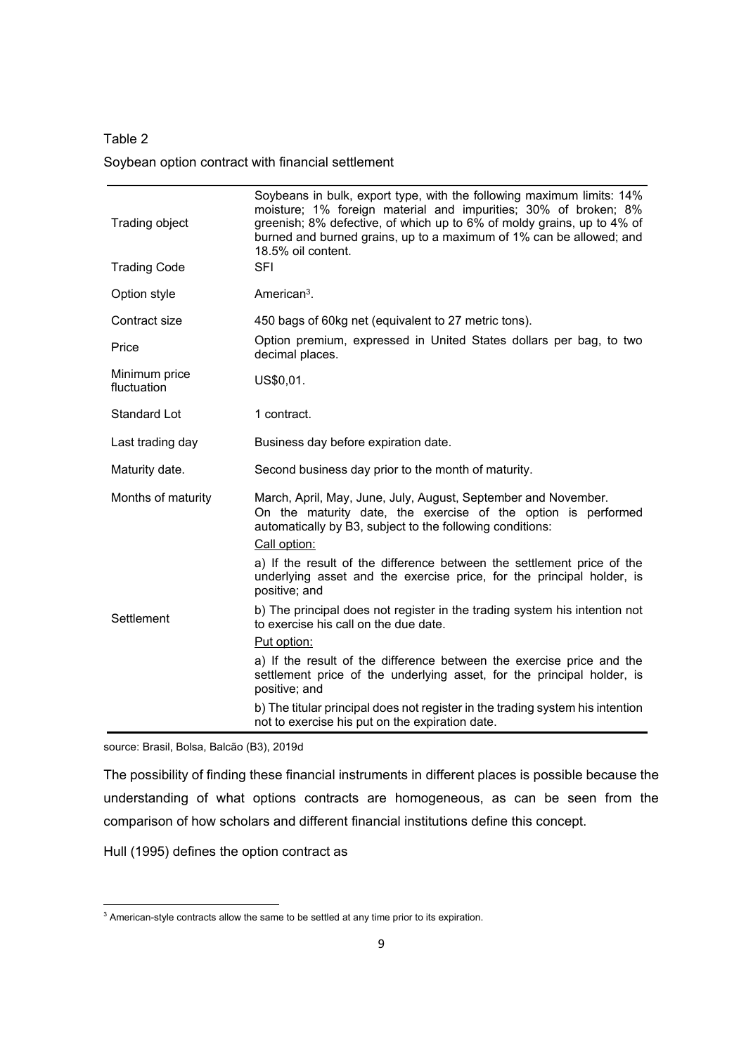Table 2

Soybean option contract with financial settlement

| | |
|---|---|
| Trading object | Soybeans in bulk, export type, with the following maximum limits: 14% moisture; 1% foreign material and impurities; 30% of broken; 8% greenish; 8% defective, of which up to 6% of moldy grains, up to 4% of burned and burned grains, up to a maximum of 1% can be allowed; and 18.5% oil content. |
| Trading Code | SFI |
| Option style | American[3]. |
| Contract size | 450 bags of 60kg net (equivalent to 27 metric tons). |
| Price | Option premium, expressed in United States dollars per bag, to two decimal places. |
| Minimum price fluctuation | US$0,01. |
| Standard Lot | 1 contract. |
| Last trading day | Business day before expiration date. |
| Maturity date. | Second business day prior to the month of maturity. |
| Months of maturity | March, April, May, June, July, August, September and November. |
| Settlement | On the maturity date, the exercise of the option is performed automatically by B3, subject to the following conditions:<br>Call option:<br>a) If the result of the difference between the settlement price of the underlying asset and the exercise price, for the principal holder, is positive; and<br>b) The principal does not register in the trading system his intention not to exercise his call on the due date.<br>Put option:<br>a) If the result of the difference between the exercise price and the settlement price of the underlying asset, for the principal holder, is positive; and<br>b) The titular principal does not register in the trading system his intention not to exercise his put on the expiration date. |

source: Brasil, Bolsa, Balcão (B3), 2019d

The possibility of finding these financial instruments in different places is possible because the understanding of what options contracts are homogeneous, as can be seen from the comparison of how scholars and different financial institutions define this concept.

Hull (1995) defines the option contract as

[3] American-style contracts allow the same to be settled at any time prior to its expiration.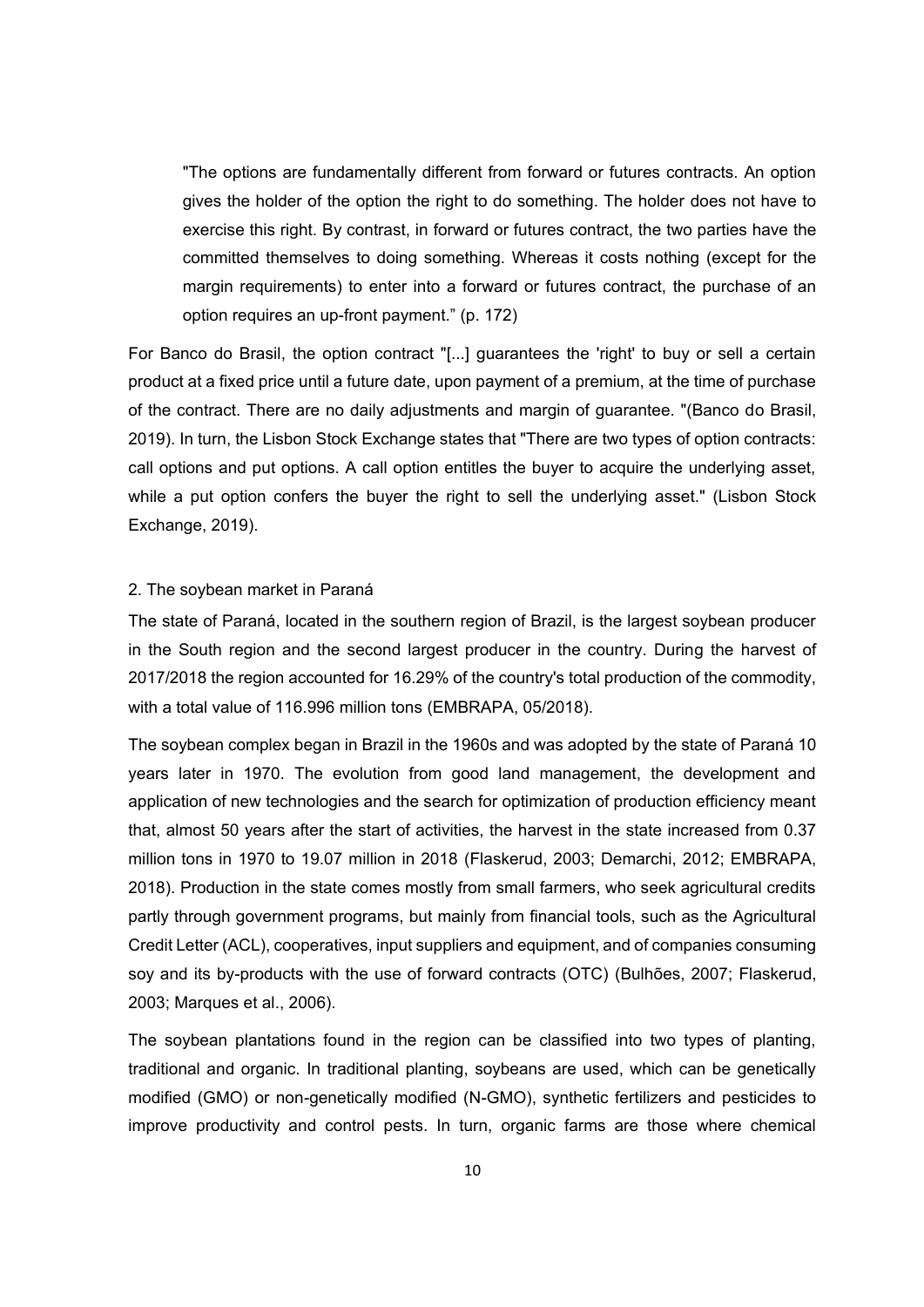> "The options are fundamentally different from forward or futures contracts. An option gives the holder of the option the right to do something. The holder does not have to exercise this right. By contrast, in forward or futures contract, the two parties have the committed themselves to doing something. Whereas it costs nothing (except for the margin requirements) to enter into a forward or futures contract, the purchase of an option requires an up-front payment." (p. 172)

For Banco do Brasil, the option contract "[...] guarantees the 'right' to buy or sell a certain product at a fixed price until a future date, upon payment of a premium, at the time of purchase of the contract. There are no daily adjustments and margin of guarantee. "(Banco do Brasil, 2019). In turn, the Lisbon Stock Exchange states that "There are two types of option contracts: call options and put options. A call option entitles the buyer to acquire the underlying asset, while a put option confers the buyer the right to sell the underlying asset." (Lisbon Stock Exchange, 2019).

## 2. The soybean market in Paraná

The state of Paraná, located in the southern region of Brazil, is the largest soybean producer in the South region and the second largest producer in the country. During the harvest of 2017/2018 the region accounted for 16.29% of the country's total production of the commodity, with a total value of 116.996 million tons (EMBRAPA, 05/2018).

The soybean complex began in Brazil in the 1960s and was adopted by the state of Paraná 10 years later in 1970. The evolution from good land management, the development and application of new technologies and the search for optimization of production efficiency meant that, almost 50 years after the start of activities, the harvest in the state increased from 0.37 million tons in 1970 to 19.07 million in 2018 (Flaskerud, 2003; Demarchi, 2012; EMBRAPA, 2018). Production in the state comes mostly from small farmers, who seek agricultural credits partly through government programs, but mainly from financial tools, such as the Agricultural Credit Letter (ACL), cooperatives, input suppliers and equipment, and of companies consuming soy and its by-products with the use of forward contracts (OTC) (Bulhões, 2007; Flaskerud, 2003; Marques et al., 2006).

The soybean plantations found in the region can be classified into two types of planting, traditional and organic. In traditional planting, soybeans are used, which can be genetically modified (GMO) or non-genetically modified (N-GMO), synthetic fertilizers and pesticides to improve productivity and control pests. In turn, organic farms are those where chemical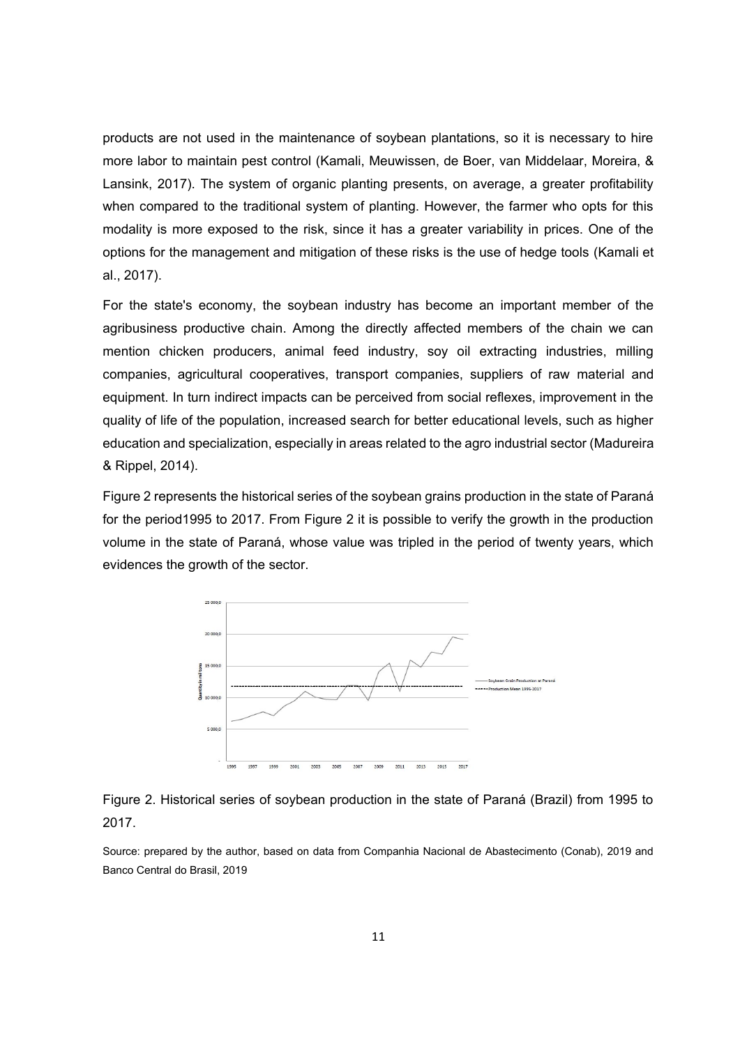products are not used in the maintenance of soybean plantations, so it is necessary to hire more labor to maintain pest control (Kamali, Meuwissen, de Boer, van Middelaar, Moreira, & Lansink, 2017). The system of organic planting presents, on average, a greater profitability when compared to the traditional system of planting. However, the farmer who opts for this modality is more exposed to the risk, since it has a greater variability in prices. One of the options for the management and mitigation of these risks is the use of hedge tools (Kamali et al., 2017).

For the state's economy, the soybean industry has become an important member of the agribusiness productive chain. Among the directly affected members of the chain we can mention chicken producers, animal feed industry, soy oil extracting industries, milling companies, agricultural cooperatives, transport companies, suppliers of raw material and equipment. In turn indirect impacts can be perceived from social reflexes, improvement in the quality of life of the population, increased search for better educational levels, such as higher education and specialization, especially in areas related to the agro industrial sector (Madureira & Rippel, 2014).

Figure 2 represents the historical series of the soybean grains production in the state of Paraná for the period1995 to 2017. From Figure 2 it is possible to verify the growth in the production volume in the state of Paraná, whose value was tripled in the period of twenty years, which evidences the growth of the sector.

Figure 2. Historical series of soybean production in the state of Paraná (Brazil) from 1995 to 2017.

Source: prepared by the author, based on data from Companhia Nacional de Abastecimento (Conab), 2019 and Banco Central do Brasil, 2019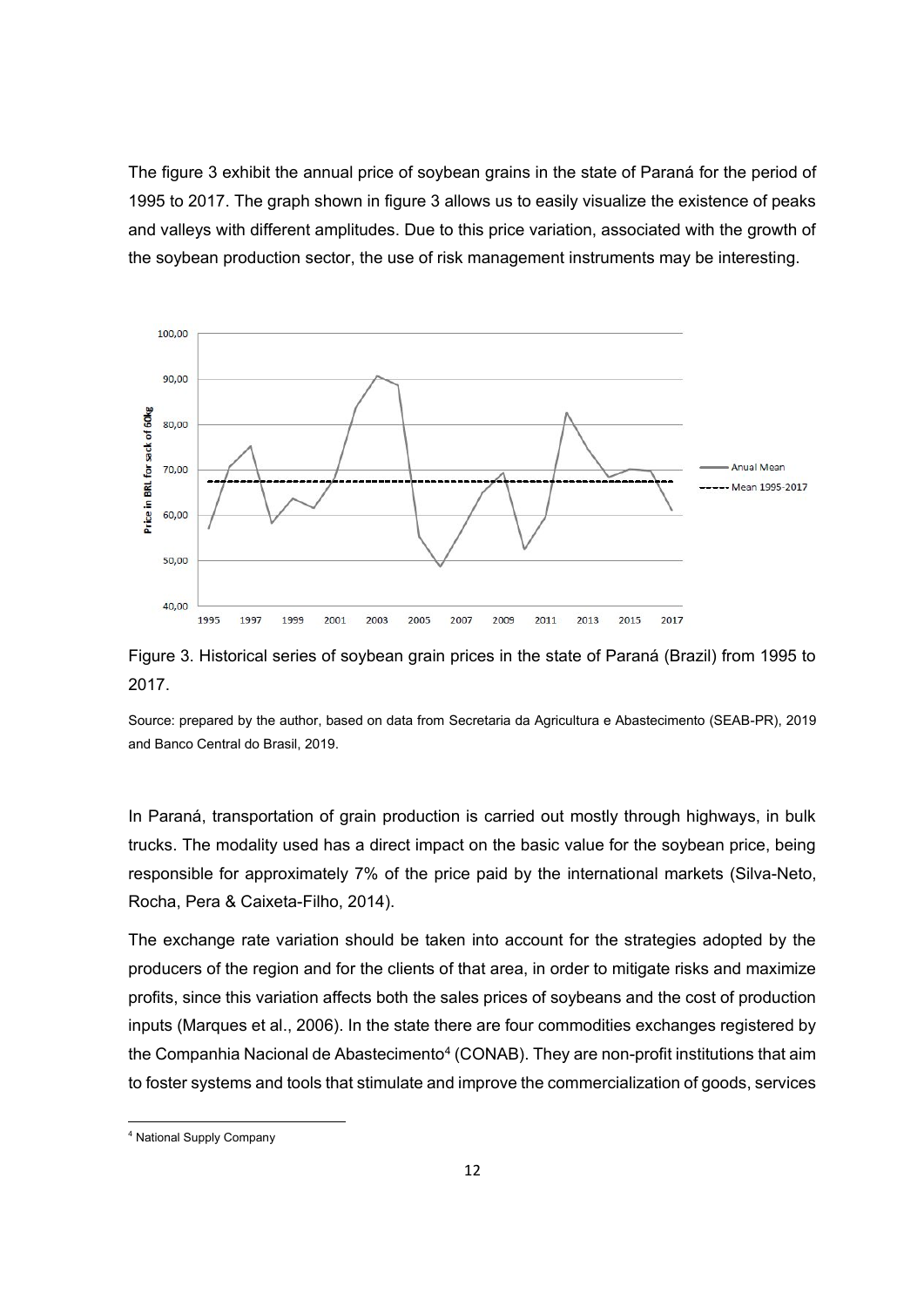The figure 3 exhibit the annual price of soybean grains in the state of Paraná for the period of 1995 to 2017. The graph shown in figure 3 allows us to easily visualize the existence of peaks and valleys with different amplitudes. Due to this price variation, associated with the growth of the soybean production sector, the use of risk management instruments may be interesting.

Figure 3. Historical series of soybean grain prices in the state of Paraná (Brazil) from 1995 to 2017.

Source: prepared by the author, based on data from Secretaria da Agricultura e Abastecimento (SEAB-PR), 2019 and Banco Central do Brasil, 2019.

In Paraná, transportation of grain production is carried out mostly through highways, in bulk trucks. The modality used has a direct impact on the basic value for the soybean price, being responsible for approximately 7% of the price paid by the international markets (Silva-Neto, Rocha, Pera & Caixeta-Filho, 2014).

The exchange rate variation should be taken into account for the strategies adopted by the producers of the region and for the clients of that area, in order to mitigate risks and maximize profits, since this variation affects both the sales prices of soybeans and the cost of production inputs (Marques et al., 2006). In the state there are four commodities exchanges registered by the Companhia Nacional de Abastecimento[4] (CONAB). They are non-profit institutions that aim to foster systems and tools that stimulate and improve the commercialization of goods, services

[4] National Supply Company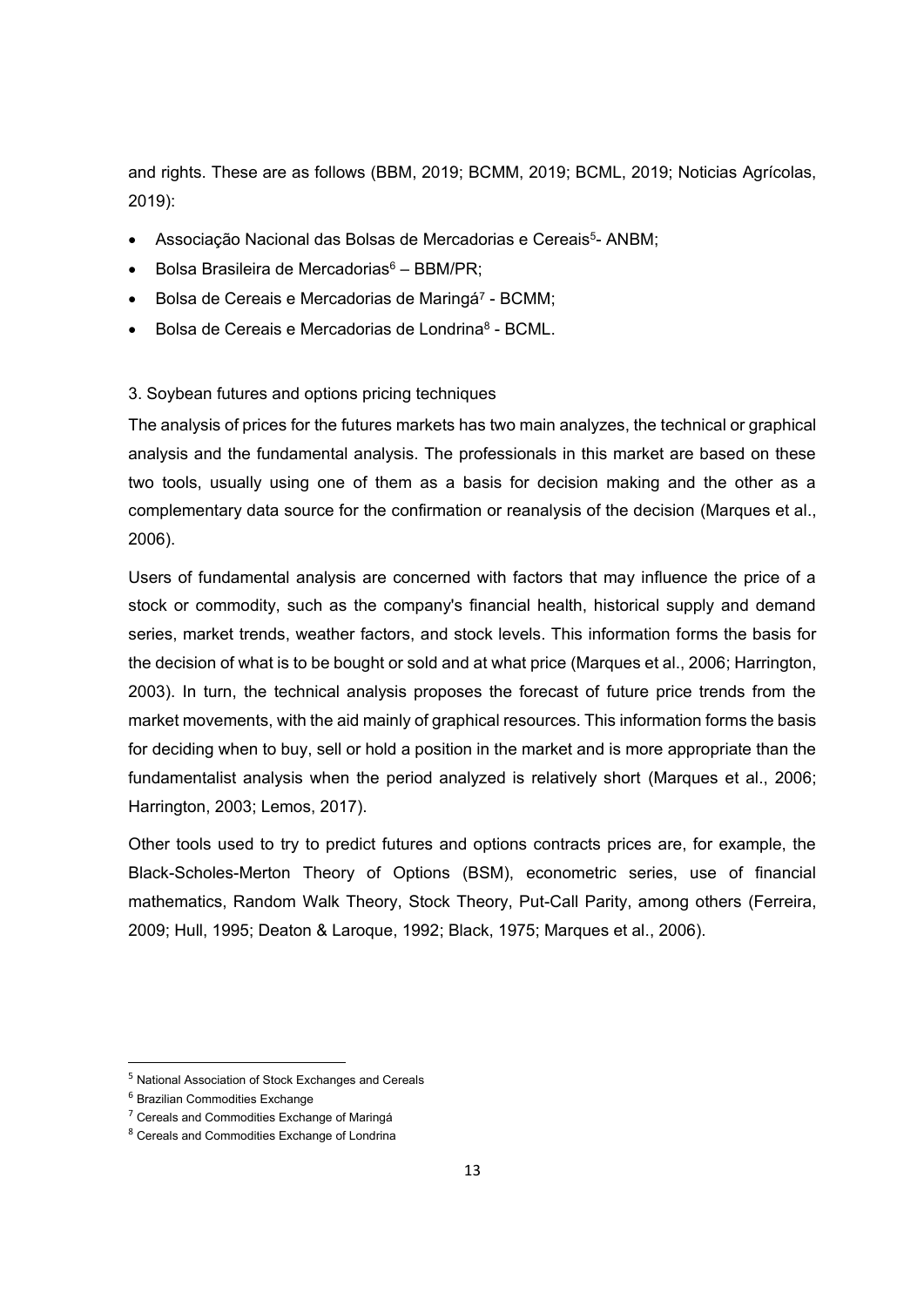and rights. These are as follows (BBM, 2019; BCMM, 2019; BCML, 2019; Noticias Agrícolas, 2019):

- Associação Nacional das Bolsas de Mercadorias e Cereais[5]- ANBM;
- Bolsa Brasileira de Mercadorias[6] – BBM/PR;
- Bolsa de Cereais e Mercadorias de Maringá[7] - BCMM;
- Bolsa de Cereais e Mercadorias de Londrina[8] - BCML.

## 3. Soybean futures and options pricing techniques

The analysis of prices for the futures markets has two main analyzes, the technical or graphical analysis and the fundamental analysis. The professionals in this market are based on these two tools, usually using one of them as a basis for decision making and the other as a complementary data source for the confirmation or reanalysis of the decision (Marques et al., 2006).

Users of fundamental analysis are concerned with factors that may influence the price of a stock or commodity, such as the company's financial health, historical supply and demand series, market trends, weather factors, and stock levels. This information forms the basis for the decision of what is to be bought or sold and at what price (Marques et al., 2006; Harrington, 2003). In turn, the technical analysis proposes the forecast of future price trends from the market movements, with the aid mainly of graphical resources. This information forms the basis for deciding when to buy, sell or hold a position in the market and is more appropriate than the fundamentalist analysis when the period analyzed is relatively short (Marques et al., 2006; Harrington, 2003; Lemos, 2017).

Other tools used to try to predict futures and options contracts prices are, for example, the Black-Scholes-Merton Theory of Options (BSM), econometric series, use of financial mathematics, Random Walk Theory, Stock Theory, Put-Call Parity, among others (Ferreira, 2009; Hull, 1995; Deaton & Laroque, 1992; Black, 1975; Marques et al., 2006).

[5] National Association of Stock Exchanges and Cereals

[6] Brazilian Commodities Exchange

[7] Cereals and Commodities Exchange of Maringá

[8] Cereals and Commodities Exchange of Londrina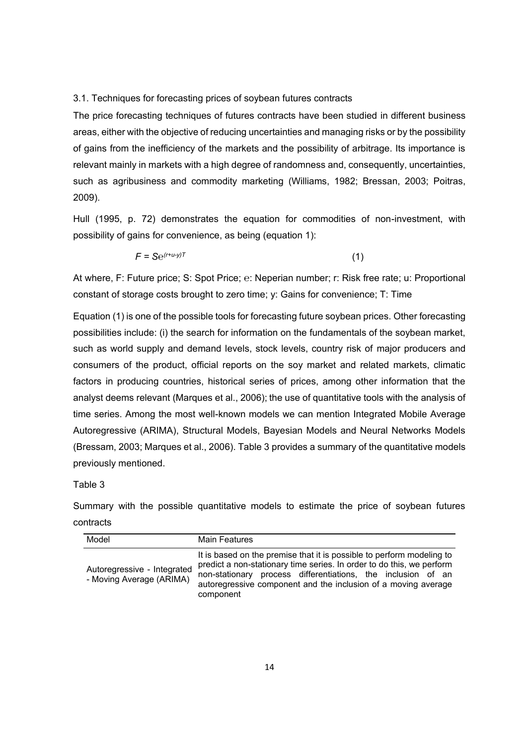### 3.1. Techniques for forecasting prices of soybean futures contracts

The price forecasting techniques of futures contracts have been studied in different business areas, either with the objective of reducing uncertainties and managing risks or by the possibility of gains from the inefficiency of the markets and the possibility of arbitrage. Its importance is relevant mainly in markets with a high degree of randomness and, consequently, uncertainties, such as agribusiness and commodity marketing (Williams, 1982; Bressan, 2003; Poitras, 2009).

Hull (1995, p. 72) demonstrates the equation for commodities of non-investment, with possibility of gains for convenience, as being (equation 1):

$$F = Se^{(r+u-y)T} \tag{1}$$

At where, F: Future price; S: Spot Price; e: Neperian number; r: Risk free rate; u: Proportional constant of storage costs brought to zero time; y: Gains for convenience; T: Time

Equation (1) is one of the possible tools for forecasting future soybean prices. Other forecasting possibilities include: (i) the search for information on the fundamentals of the soybean market, such as world supply and demand levels, stock levels, country risk of major producers and consumers of the product, official reports on the soy market and related markets, climatic factors in producing countries, historical series of prices, among other information that the analyst deems relevant (Marques et al., 2006); the use of quantitative tools with the analysis of time series. Among the most well-known models we can mention Integrated Mobile Average Autoregressive (ARIMA), Structural Models, Bayesian Models and Neural Networks Models (Bressam, 2003; Marques et al., 2006). Table 3 provides a summary of the quantitative models previously mentioned.

Table 3

Summary with the possible quantitative models to estimate the price of soybean futures contracts

| Model | Main Features |
|---|---|
| Autoregressive - Integrated - Moving Average (ARIMA) | It is based on the premise that it is possible to perform modeling to predict a non-stationary time series. In order to do this, we perform non-stationary process differentiations, the inclusion of an autoregressive component and the inclusion of a moving average component |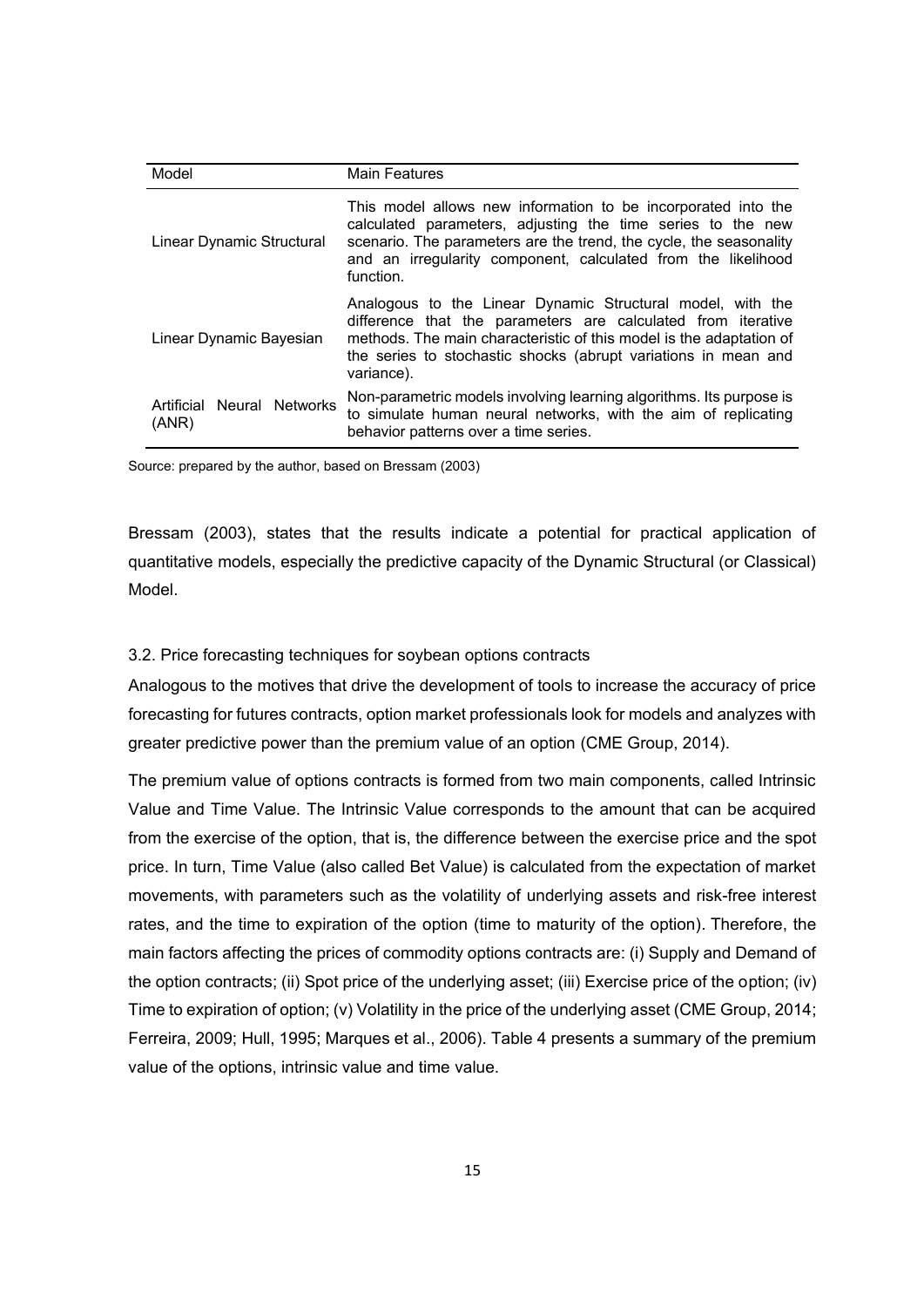| Model | Main Features |
| --- | --- |
| Linear Dynamic Structural | This model allows new information to be incorporated into the calculated parameters, adjusting the time series to the new scenario. The parameters are the trend, the cycle, the seasonality and an irregularity component, calculated from the likelihood function. |
| Linear Dynamic Bayesian | Analogous to the Linear Dynamic Structural model, with the difference that the parameters are calculated from iterative methods. The main characteristic of this model is the adaptation of the series to stochastic shocks (abrupt variations in mean and variance). |
| Artificial Neural Networks (ANR) | Non-parametric models involving learning algorithms. Its purpose is to simulate human neural networks, with the aim of replicating behavior patterns over a time series. |

Source: prepared by the author, based on Bressam (2003)

Bressam (2003), states that the results indicate a potential for practical application of quantitative models, especially the predictive capacity of the Dynamic Structural (or Classical) Model.

### 3.2. Price forecasting techniques for soybean options contracts

Analogous to the motives that drive the development of tools to increase the accuracy of price forecasting for futures contracts, option market professionals look for models and analyzes with greater predictive power than the premium value of an option (CME Group, 2014).

The premium value of options contracts is formed from two main components, called Intrinsic Value and Time Value. The Intrinsic Value corresponds to the amount that can be acquired from the exercise of the option, that is, the difference between the exercise price and the spot price. In turn, Time Value (also called Bet Value) is calculated from the expectation of market movements, with parameters such as the volatility of underlying assets and risk-free interest rates, and the time to expiration of the option (time to maturity of the option). Therefore, the main factors affecting the prices of commodity options contracts are: (i) Supply and Demand of the option contracts; (ii) Spot price of the underlying asset; (iii) Exercise price of the option; (iv) Time to expiration of option; (v) Volatility in the price of the underlying asset (CME Group, 2014; Ferreira, 2009; Hull, 1995; Marques et al., 2006). Table 4 presents a summary of the premium value of the options, intrinsic value and time value.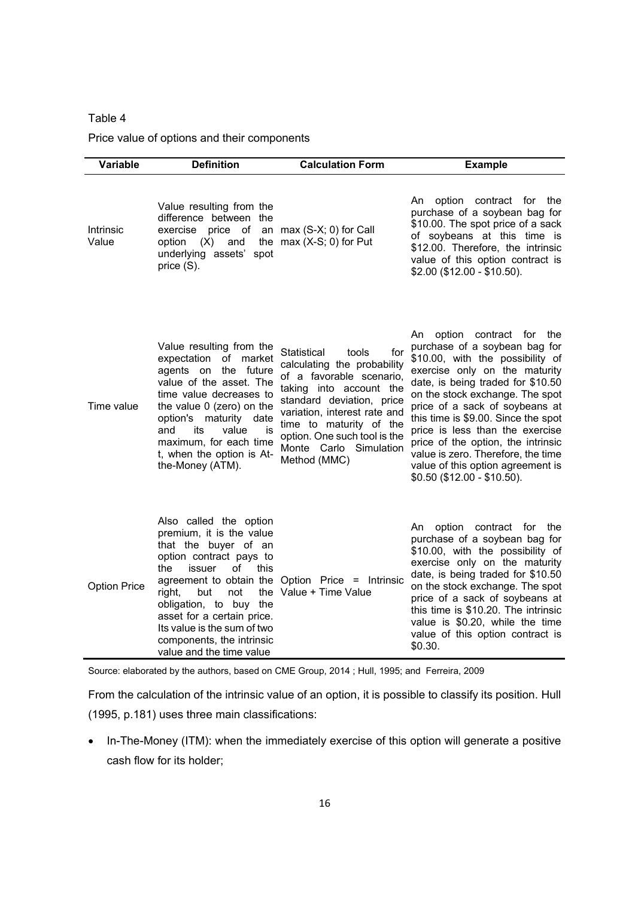Table 4

Price value of options and their components

| Variable | Definition | Calculation Form | Example |
|---|---|---|---|
| Intrinsic Value | Value resulting from the difference between the exercise price of an option (X) and the underlying assets' spot price (S). | max (S-X; 0) for Call<br>max (X-S; 0) for Put | An option contract for the purchase of a soybean bag for \$10.00. The spot price of a sack of soybeans at this time is \$12.00. Therefore, the intrinsic value of this option contract is \$2.00 (\$12.00 - \$10.50). |
| Time value | Value resulting from the expectation of market agents on the future value of the asset. The time value decreases to the value 0 (zero) on the option's maturity date and its value is maximum, for each time t, when the option is At-the-Money (ATM). | Statistical tools for calculating the probability of a favorable scenario, taking into account the standard deviation, price variation, interest rate and time to maturity of the option. One such tool is the Monte Carlo Simulation Method (MMC) | An option contract for the purchase of a soybean bag for \$10.00, with the possibility of exercise only on the maturity date, is being traded for \$10.50 on the stock exchange. The spot price of a sack of soybeans at this time is \$9.00. Since the spot price is less than the exercise price of the option, the intrinsic value is zero. Therefore, the time value of this option agreement is \$0.50 (\$12.00 - \$10.50). |
| Option Price | Also called the option premium, it is the value that the buyer of an option contract pays to the issuer of this agreement to obtain the right, but not the obligation, to buy the asset for a certain price. Its value is the sum of two components, the intrinsic value and the time value | Option Price = Intrinsic Value + Time Value | An option contract for the purchase of a soybean bag for \$10.00, with the possibility of exercise only on the maturity date, is being traded for \$10.50 on the stock exchange. The spot price of a sack of soybeans at this time is \$10.20. The intrinsic value is \$0.20, while the time value of this option contract is \$0.30. |

Source: elaborated by the authors, based on CME Group, 2014 ; Hull, 1995; and Ferreira, 2009

From the calculation of the intrinsic value of an option, it is possible to classify its position. Hull (1995, p.181) uses three main classifications:

- In-The-Money (ITM): when the immediately exercise of this option will generate a positive cash flow for its holder;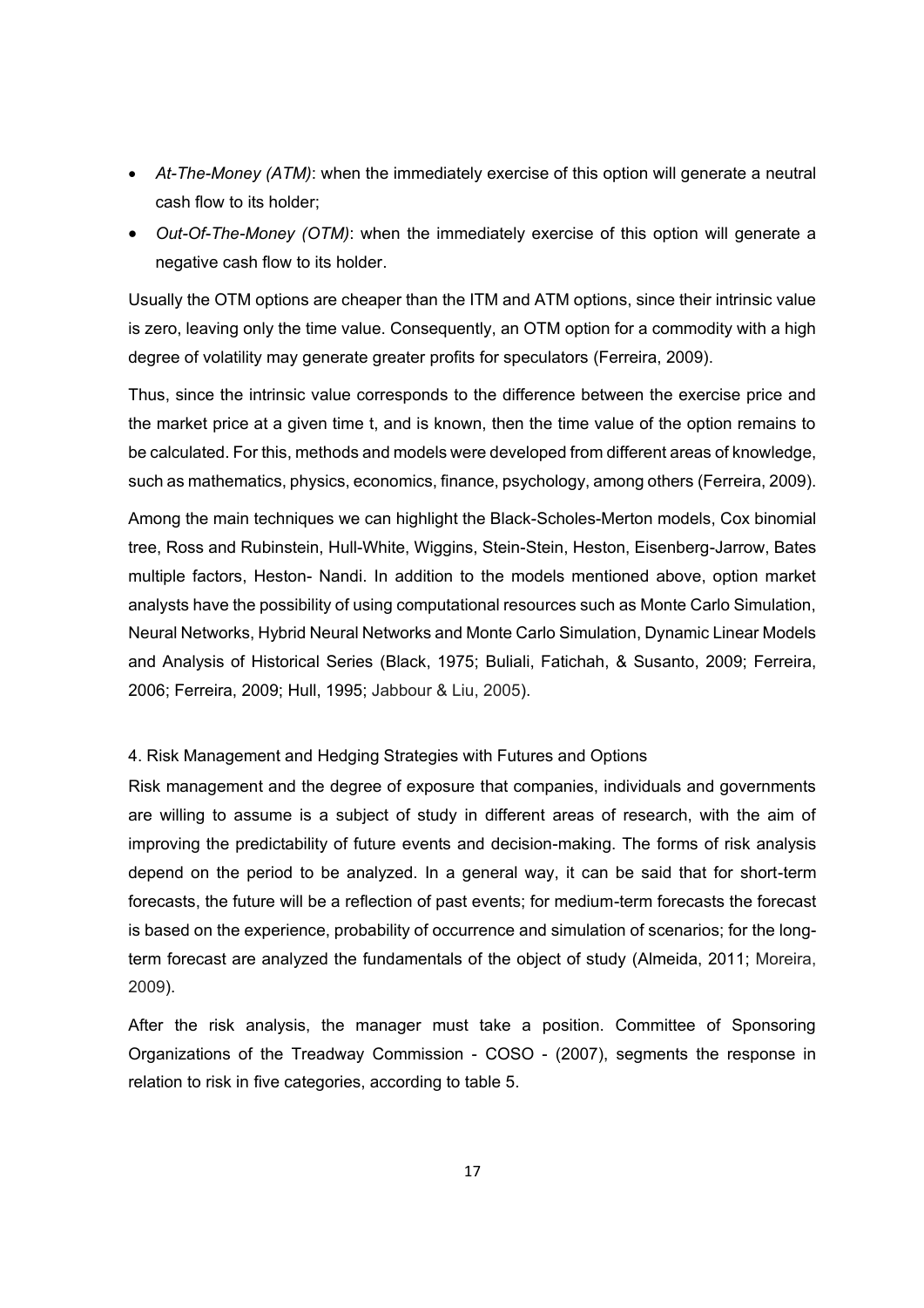- *At-The-Money (ATM)*: when the immediately exercise of this option will generate a neutral cash flow to its holder;
- *Out-Of-The-Money (OTM)*: when the immediately exercise of this option will generate a negative cash flow to its holder.

Usually the OTM options are cheaper than the ITM and ATM options, since their intrinsic value is zero, leaving only the time value. Consequently, an OTM option for a commodity with a high degree of volatility may generate greater profits for speculators (Ferreira, 2009).

Thus, since the intrinsic value corresponds to the difference between the exercise price and the market price at a given time t, and is known, then the time value of the option remains to be calculated. For this, methods and models were developed from different areas of knowledge, such as mathematics, physics, economics, finance, psychology, among others (Ferreira, 2009).

Among the main techniques we can highlight the Black-Scholes-Merton models, Cox binomial tree, Ross and Rubinstein, Hull-White, Wiggins, Stein-Stein, Heston, Eisenberg-Jarrow, Bates multiple factors, Heston- Nandi. In addition to the models mentioned above, option market analysts have the possibility of using computational resources such as Monte Carlo Simulation, Neural Networks, Hybrid Neural Networks and Monte Carlo Simulation, Dynamic Linear Models and Analysis of Historical Series (Black, 1975; Buliali, Fatichah, & Susanto, 2009; Ferreira, 2006; Ferreira, 2009; Hull, 1995; Jabbour & Liu, 2005).

## 4. Risk Management and Hedging Strategies with Futures and Options

Risk management and the degree of exposure that companies, individuals and governments are willing to assume is a subject of study in different areas of research, with the aim of improving the predictability of future events and decision-making. The forms of risk analysis depend on the period to be analyzed. In a general way, it can be said that for short-term forecasts, the future will be a reflection of past events; for medium-term forecasts the forecast is based on the experience, probability of occurrence and simulation of scenarios; for the long-term forecast are analyzed the fundamentals of the object of study (Almeida, 2011; Moreira, 2009).

After the risk analysis, the manager must take a position. Committee of Sponsoring Organizations of the Treadway Commission - COSO - (2007), segments the response in relation to risk in five categories, according to table 5.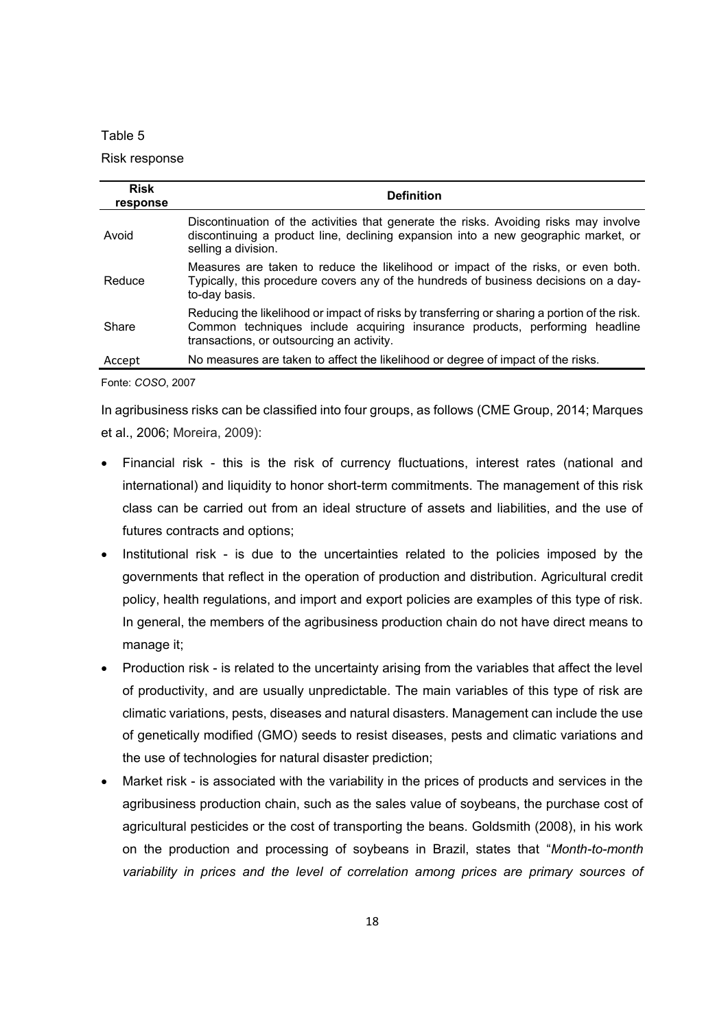Table 5

Risk response

| Risk response | Definition |
|---|---|
| Avoid | Discontinuation of the activities that generate the risks. Avoiding risks may involve discontinuing a product line, declining expansion into a new geographic market, or selling a division. |
| Reduce | Measures are taken to reduce the likelihood or impact of the risks, or even both. Typically, this procedure covers any of the hundreds of business decisions on a day-to-day basis. |
| Share | Reducing the likelihood or impact of risks by transferring or sharing a portion of the risk. Common techniques include acquiring insurance products, performing headline transactions, or outsourcing an activity. |
| Accept | No measures are taken to affect the likelihood or degree of impact of the risks. |

Fonte: *COSO*, 2007

In agribusiness risks can be classified into four groups, as follows (CME Group, 2014; Marques et al., 2006; Moreira, 2009):

- Financial risk - this is the risk of currency fluctuations, interest rates (national and international) and liquidity to honor short-term commitments. The management of this risk class can be carried out from an ideal structure of assets and liabilities, and the use of futures contracts and options;
- Institutional risk - is due to the uncertainties related to the policies imposed by the governments that reflect in the operation of production and distribution. Agricultural credit policy, health regulations, and import and export policies are examples of this type of risk. In general, the members of the agribusiness production chain do not have direct means to manage it;
- Production risk - is related to the uncertainty arising from the variables that affect the level of productivity, and are usually unpredictable. The main variables of this type of risk are climatic variations, pests, diseases and natural disasters. Management can include the use of genetically modified (GMO) seeds to resist diseases, pests and climatic variations and the use of technologies for natural disaster prediction;
- Market risk - is associated with the variability in the prices of products and services in the agribusiness production chain, such as the sales value of soybeans, the purchase cost of agricultural pesticides or the cost of transporting the beans. Goldsmith (2008), in his work on the production and processing of soybeans in Brazil, states that "*Month-to-month variability in prices and the level of correlation among prices are primary sources of*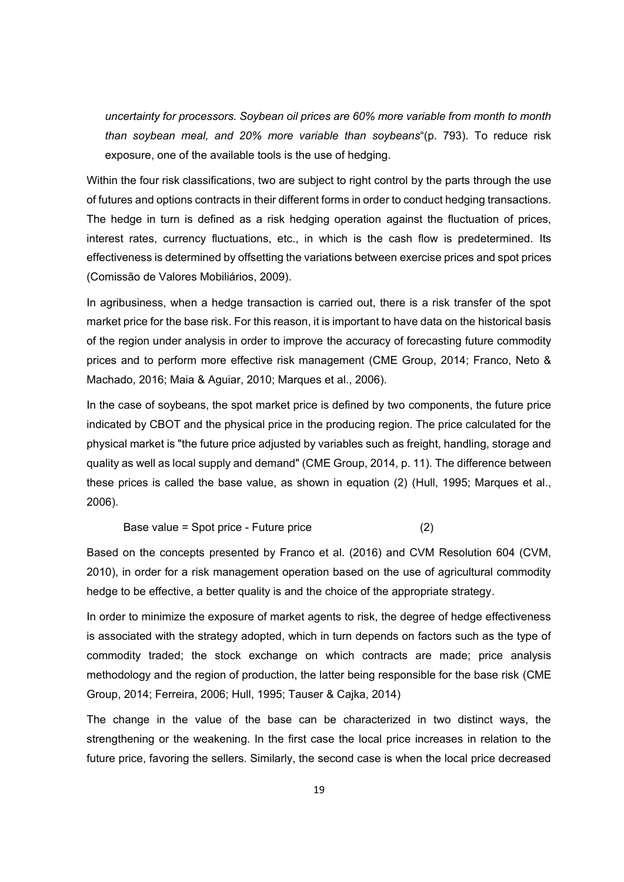*uncertainty for processors. Soybean oil prices are 60% more variable from month to month than soybean meal, and 20% more variable than soybeans*"(p. 793). To reduce risk exposure, one of the available tools is the use of hedging.

Within the four risk classifications, two are subject to right control by the parts through the use of futures and options contracts in their different forms in order to conduct hedging transactions. The hedge in turn is defined as a risk hedging operation against the fluctuation of prices, interest rates, currency fluctuations, etc., in which is the cash flow is predetermined. Its effectiveness is determined by offsetting the variations between exercise prices and spot prices (Comissão de Valores Mobiliários, 2009).

In agribusiness, when a hedge transaction is carried out, there is a risk transfer of the spot market price for the base risk. For this reason, it is important to have data on the historical basis of the region under analysis in order to improve the accuracy of forecasting future commodity prices and to perform more effective risk management (CME Group, 2014; Franco, Neto & Machado, 2016; Maia & Aguiar, 2010; Marques et al., 2006).

In the case of soybeans, the spot market price is defined by two components, the future price indicated by CBOT and the physical price in the producing region. The price calculated for the physical market is "the future price adjusted by variables such as freight, handling, storage and quality as well as local supply and demand" (CME Group, 2014, p. 11). The difference between these prices is called the base value, as shown in equation (2) (Hull, 1995; Marques et al., 2006).

$$\text{Base value} = \text{Spot price} - \text{Future price} \qquad (2)$$

Based on the concepts presented by Franco et al. (2016) and CVM Resolution 604 (CVM, 2010), in order for a risk management operation based on the use of agricultural commodity hedge to be effective, a better quality is and the choice of the appropriate strategy.

In order to minimize the exposure of market agents to risk, the degree of hedge effectiveness is associated with the strategy adopted, which in turn depends on factors such as the type of commodity traded; the stock exchange on which contracts are made; price analysis methodology and the region of production, the latter being responsible for the base risk (CME Group, 2014; Ferreira, 2006; Hull, 1995; Tauser & Cajka, 2014)

The change in the value of the base can be characterized in two distinct ways, the strengthening or the weakening. In the first case the local price increases in relation to the future price, favoring the sellers. Similarly, the second case is when the local price decreased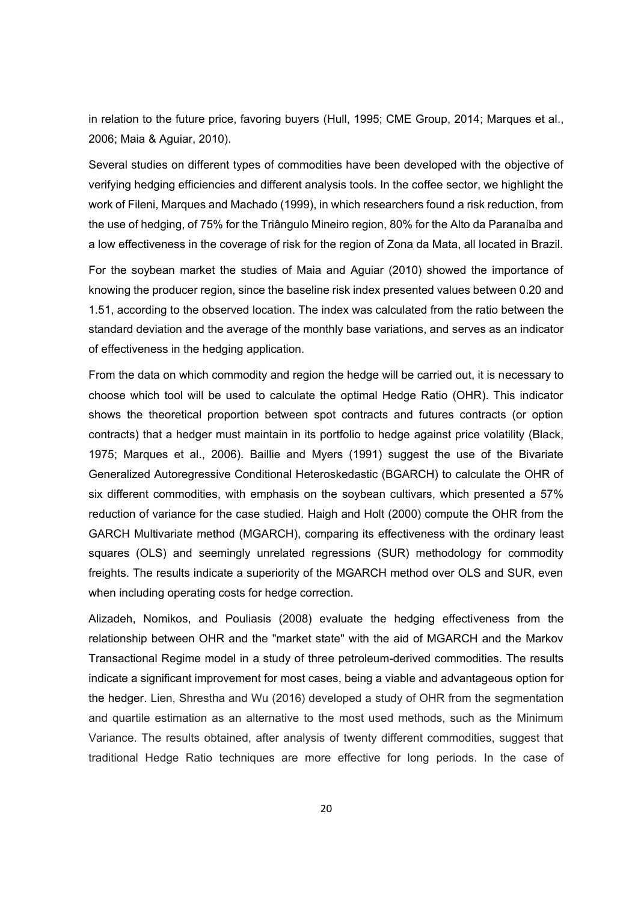in relation to the future price, favoring buyers (Hull, 1995; CME Group, 2014; Marques et al., 2006; Maia & Aguiar, 2010).

Several studies on different types of commodities have been developed with the objective of verifying hedging efficiencies and different analysis tools. In the coffee sector, we highlight the work of Fileni, Marques and Machado (1999), in which researchers found a risk reduction, from the use of hedging, of 75% for the Triângulo Mineiro region, 80% for the Alto da Paranaíba and a low effectiveness in the coverage of risk for the region of Zona da Mata, all located in Brazil.

For the soybean market the studies of Maia and Aguiar (2010) showed the importance of knowing the producer region, since the baseline risk index presented values between 0.20 and 1.51, according to the observed location. The index was calculated from the ratio between the standard deviation and the average of the monthly base variations, and serves as an indicator of effectiveness in the hedging application.

From the data on which commodity and region the hedge will be carried out, it is necessary to choose which tool will be used to calculate the optimal Hedge Ratio (OHR). This indicator shows the theoretical proportion between spot contracts and futures contracts (or option contracts) that a hedger must maintain in its portfolio to hedge against price volatility (Black, 1975; Marques et al., 2006). Baillie and Myers (1991) suggest the use of the Bivariate Generalized Autoregressive Conditional Heteroskedastic (BGARCH) to calculate the OHR of six different commodities, with emphasis on the soybean cultivars, which presented a 57% reduction of variance for the case studied. Haigh and Holt (2000) compute the OHR from the GARCH Multivariate method (MGARCH), comparing its effectiveness with the ordinary least squares (OLS) and seemingly unrelated regressions (SUR) methodology for commodity freights. The results indicate a superiority of the MGARCH method over OLS and SUR, even when including operating costs for hedge correction.

Alizadeh, Nomikos, and Pouliasis (2008) evaluate the hedging effectiveness from the relationship between OHR and the "market state" with the aid of MGARCH and the Markov Transactional Regime model in a study of three petroleum-derived commodities. The results indicate a significant improvement for most cases, being a viable and advantageous option for the hedger. Lien, Shrestha and Wu (2016) developed a study of OHR from the segmentation and quartile estimation as an alternative to the most used methods, such as the Minimum Variance. The results obtained, after analysis of twenty different commodities, suggest that traditional Hedge Ratio techniques are more effective for long periods. In the case of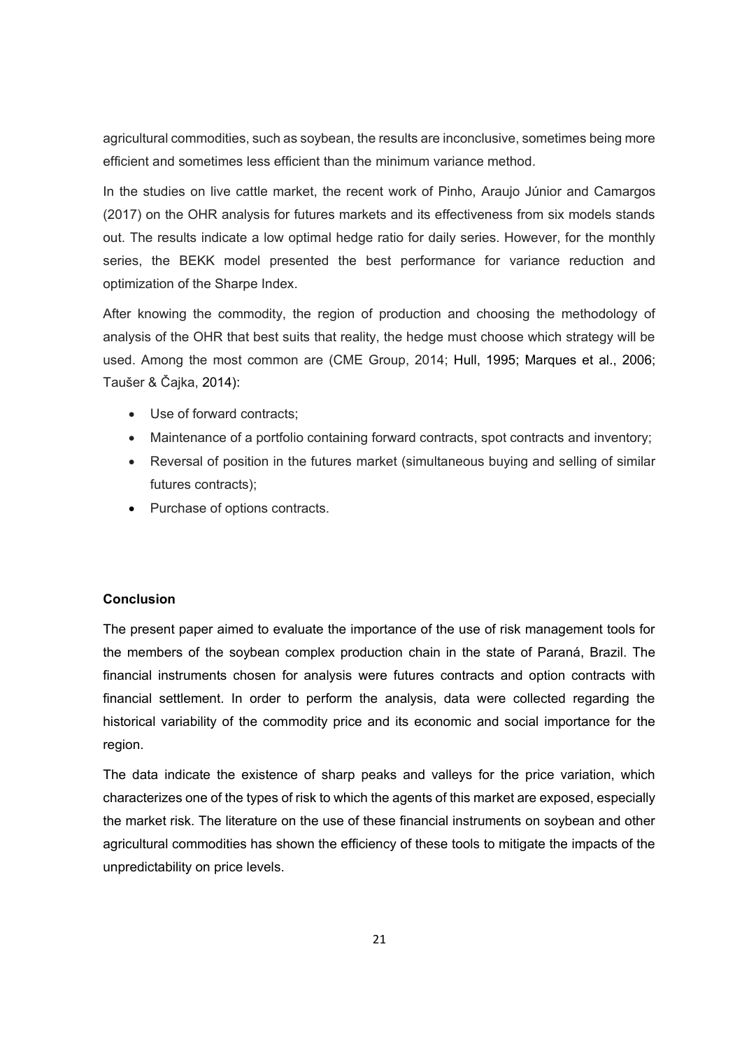agricultural commodities, such as soybean, the results are inconclusive, sometimes being more efficient and sometimes less efficient than the minimum variance method.

In the studies on live cattle market, the recent work of Pinho, Araujo Júnior and Camargos (2017) on the OHR analysis for futures markets and its effectiveness from six models stands out. The results indicate a low optimal hedge ratio for daily series. However, for the monthly series, the BEKK model presented the best performance for variance reduction and optimization of the Sharpe Index.

After knowing the commodity, the region of production and choosing the methodology of analysis of the OHR that best suits that reality, the hedge must choose which strategy will be used. Among the most common are (CME Group, 2014; Hull, 1995; Marques et al., 2006; Taušer & Čajka, 2014):

- Use of forward contracts;
- Maintenance of a portfolio containing forward contracts, spot contracts and inventory;
- Reversal of position in the futures market (simultaneous buying and selling of similar futures contracts);
- Purchase of options contracts.

**Conclusion**

The present paper aimed to evaluate the importance of the use of risk management tools for the members of the soybean complex production chain in the state of Paraná, Brazil. The financial instruments chosen for analysis were futures contracts and option contracts with financial settlement. In order to perform the analysis, data were collected regarding the historical variability of the commodity price and its economic and social importance for the region.

The data indicate the existence of sharp peaks and valleys for the price variation, which characterizes one of the types of risk to which the agents of this market are exposed, especially the market risk. The literature on the use of these financial instruments on soybean and other agricultural commodities has shown the efficiency of these tools to mitigate the impacts of the unpredictability on price levels.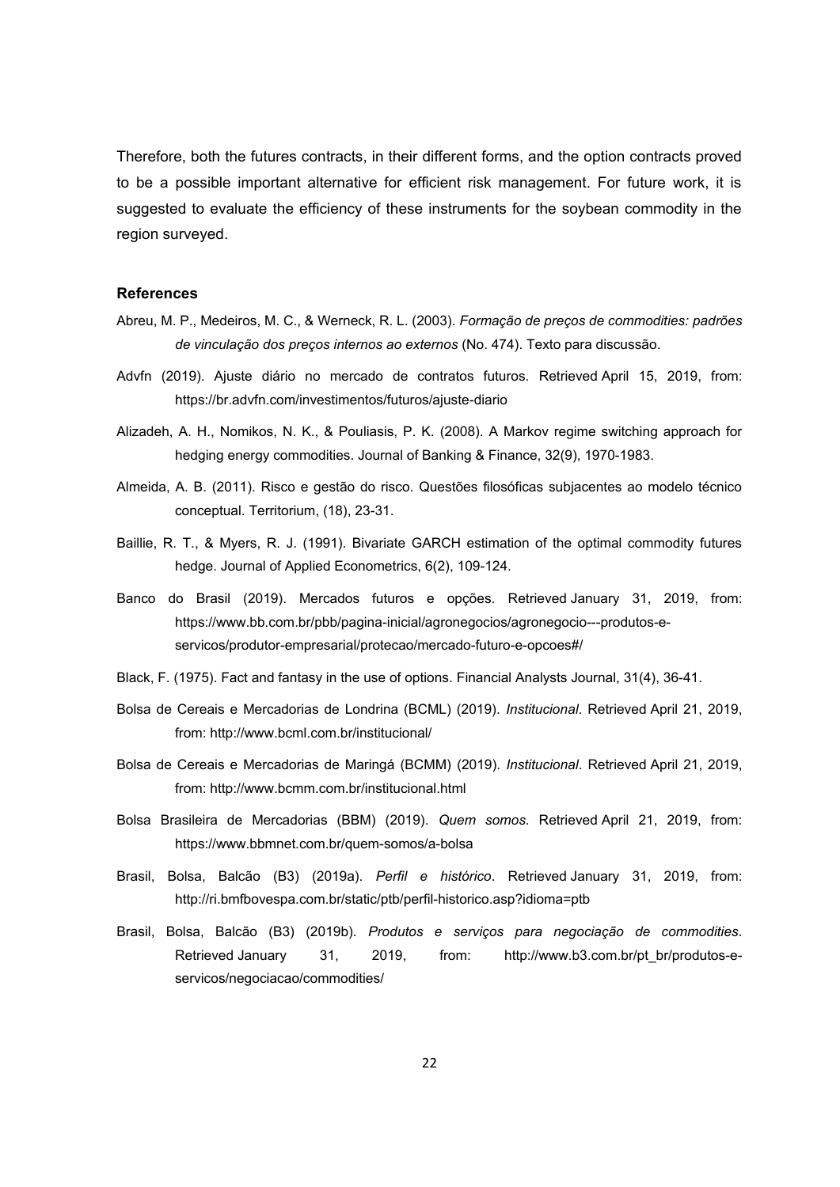Therefore, both the futures contracts, in their different forms, and the option contracts proved to be a possible important alternative for efficient risk management. For future work, it is suggested to evaluate the efficiency of these instruments for the soybean commodity in the region surveyed.

## References

Abreu, M. P., Medeiros, M. C., & Werneck, R. L. (2003). *Formação de preços de commodities: padrões de vinculação dos preços internos ao externos* (No. 474). Texto para discussão.

Advfn (2019). Ajuste diário no mercado de contratos futuros. Retrieved April 15, 2019, from: https://br.advfn.com/investimentos/futuros/ajuste-diario

Alizadeh, A. H., Nomikos, N. K., & Pouliasis, P. K. (2008). A Markov regime switching approach for hedging energy commodities. Journal of Banking & Finance, 32(9), 1970-1983.

Almeida, A. B. (2011). Risco e gestão do risco. Questões filosóficas subjacentes ao modelo técnico conceptual. Territorium, (18), 23-31.

Baillie, R. T., & Myers, R. J. (1991). Bivariate GARCH estimation of the optimal commodity futures hedge. Journal of Applied Econometrics, 6(2), 109-124.

Banco do Brasil (2019). Mercados futuros e opções. Retrieved January 31, 2019, from: https://www.bb.com.br/pbb/pagina-inicial/agronegocios/agronegocio---produtos-e-servicos/produtor-empresarial/protecao/mercado-futuro-e-opcoes#/

Black, F. (1975). Fact and fantasy in the use of options. Financial Analysts Journal, 31(4), 36-41.

Bolsa de Cereais e Mercadorias de Londrina (BCML) (2019). *Institucional*. Retrieved April 21, 2019, from: http://www.bcml.com.br/institucional/

Bolsa de Cereais e Mercadorias de Maringá (BCMM) (2019). *Institucional*. Retrieved April 21, 2019, from: http://www.bcmm.com.br/institucional.html

Bolsa Brasileira de Mercadorias (BBM) (2019). *Quem somos*. Retrieved April 21, 2019, from: https://www.bbmnet.com.br/quem-somos/a-bolsa

Brasil, Bolsa, Balcão (B3) (2019a). *Perfil e histórico*. Retrieved January 31, 2019, from: http://ri.bmfbovespa.com.br/static/ptb/perfil-historico.asp?idioma=ptb

Brasil, Bolsa, Balcão (B3) (2019b). *Produtos e serviços para negociação de commodities*. Retrieved January 31, 2019, from: http://www.b3.com.br/pt_br/produtos-e-servicos/negociacao/commodities/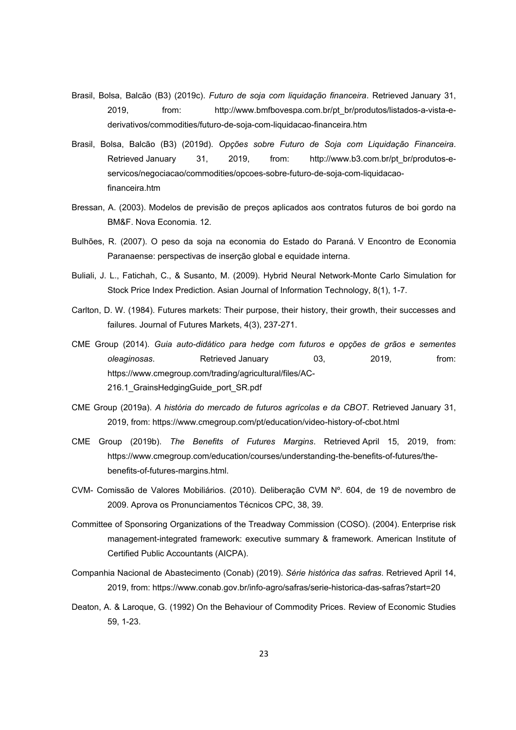Brasil, Bolsa, Balcão (B3) (2019c). *Futuro de soja com liquidação financeira*. Retrieved January 31, 2019, from: http://www.bmfbovespa.com.br/pt_br/produtos/listados-a-vista-e-derivativos/commodities/futuro-de-soja-com-liquidacao-financeira.htm

Brasil, Bolsa, Balcão (B3) (2019d). *Opções sobre Futuro de Soja com Liquidação Financeira*. Retrieved January 31, 2019, from: http://www.b3.com.br/pt_br/produtos-e-servicos/negociacao/commodities/opcoes-sobre-futuro-de-soja-com-liquidacao-financeira.htm

Bressan, A. (2003). Modelos de previsão de preços aplicados aos contratos futuros de boi gordo na BM&F. Nova Economia. 12.

Bulhões, R. (2007). O peso da soja na economia do Estado do Paraná. V Encontro de Economia Paranaense: perspectivas de inserção global e equidade interna.

Buliali, J. L., Fatichah, C., & Susanto, M. (2009). Hybrid Neural Network-Monte Carlo Simulation for Stock Price Index Prediction. Asian Journal of Information Technology, 8(1), 1-7.

Carlton, D. W. (1984). Futures markets: Their purpose, their history, their growth, their successes and failures. Journal of Futures Markets, 4(3), 237-271.

CME Group (2014). *Guia auto-didático para hedge com futuros e opções de grãos e sementes oleaginosas*. Retrieved January 03, 2019, from: https://www.cmegroup.com/trading/agricultural/files/AC-216.1_GrainsHedgingGuide_port_SR.pdf

CME Group (2019a). *A história do mercado de futuros agrícolas e da CBOT*. Retrieved January 31, 2019, from: https://www.cmegroup.com/pt/education/video-history-of-cbot.html

CME Group (2019b). *The Benefits of Futures Margins*. Retrieved April 15, 2019, from: https://www.cmegroup.com/education/courses/understanding-the-benefits-of-futures/the-benefits-of-futures-margins.html.

CVM- Comissão de Valores Mobiliários. (2010). Deliberação CVM Nº. 604, de 19 de novembro de 2009. Aprova os Pronunciamentos Técnicos CPC, 38, 39.

Committee of Sponsoring Organizations of the Treadway Commission (COSO). (2004). Enterprise risk management-integrated framework: executive summary & framework. American Institute of Certified Public Accountants (AICPA).

Companhia Nacional de Abastecimento (Conab) (2019). *Série histórica das safras*. Retrieved April 14, 2019, from: https://www.conab.gov.br/info-agro/safras/serie-historica-das-safras?start=20

Deaton, A. & Laroque, G. (1992) On the Behaviour of Commodity Prices. Review of Economic Studies 59, 1-23.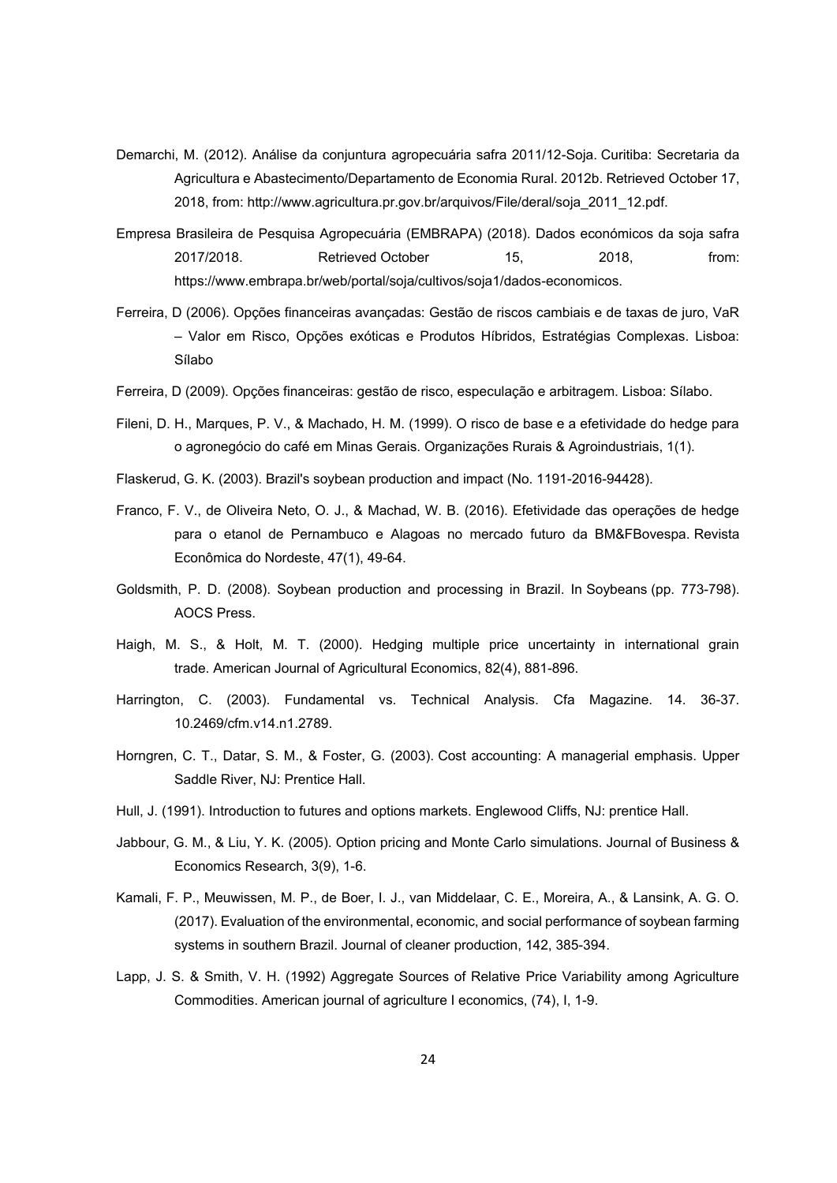Demarchi, M. (2012). Análise da conjuntura agropecuária safra 2011/12-Soja. Curitiba: Secretaria da Agricultura e Abastecimento/Departamento de Economia Rural. 2012b. Retrieved October 17, 2018, from: http://www.agricultura.pr.gov.br/arquivos/File/deral/soja_2011_12.pdf.

Empresa Brasileira de Pesquisa Agropecuária (EMBRAPA) (2018). Dados económicos da soja safra 2017/2018. Retrieved October 15, 2018, from: https://www.embrapa.br/web/portal/soja/cultivos/soja1/dados-economicos.

Ferreira, D (2006). Opções financeiras avançadas: Gestão de riscos cambiais e de taxas de juro, VaR – Valor em Risco, Opções exóticas e Produtos Híbridos, Estratégias Complexas. Lisboa: Sílabo

Ferreira, D (2009). Opções financeiras: gestão de risco, especulação e arbitragem. Lisboa: Sílabo.

Fileni, D. H., Marques, P. V., & Machado, H. M. (1999). O risco de base e a efetividade do hedge para o agronegócio do café em Minas Gerais. Organizações Rurais & Agroindustriais, 1(1).

Flaskerud, G. K. (2003). Brazil's soybean production and impact (No. 1191-2016-94428).

Franco, F. V., de Oliveira Neto, O. J., & Machad, W. B. (2016). Efetividade das operações de hedge para o etanol de Pernambuco e Alagoas no mercado futuro da BM&FBovespa. Revista Econômica do Nordeste, 47(1), 49-64.

Goldsmith, P. D. (2008). Soybean production and processing in Brazil. In Soybeans (pp. 773-798). AOCS Press.

Haigh, M. S., & Holt, M. T. (2000). Hedging multiple price uncertainty in international grain trade. American Journal of Agricultural Economics, 82(4), 881-896.

Harrington, C. (2003). Fundamental vs. Technical Analysis. Cfa Magazine. 14. 36-37. 10.2469/cfm.v14.n1.2789.

Horngren, C. T., Datar, S. M., & Foster, G. (2003). Cost accounting: A managerial emphasis. Upper Saddle River, NJ: Prentice Hall.

Hull, J. (1991). Introduction to futures and options markets. Englewood Cliffs, NJ: prentice Hall.

Jabbour, G. M., & Liu, Y. K. (2005). Option pricing and Monte Carlo simulations. Journal of Business & Economics Research, 3(9), 1-6.

Kamali, F. P., Meuwissen, M. P., de Boer, I. J., van Middelaar, C. E., Moreira, A., & Lansink, A. G. O. (2017). Evaluation of the environmental, economic, and social performance of soybean farming systems in southern Brazil. Journal of cleaner production, 142, 385-394.

Lapp, J. S. & Smith, V. H. (1992) Aggregate Sources of Relative Price Variability among Agriculture Commodities. American journal of agriculture I economics, (74), I, 1-9.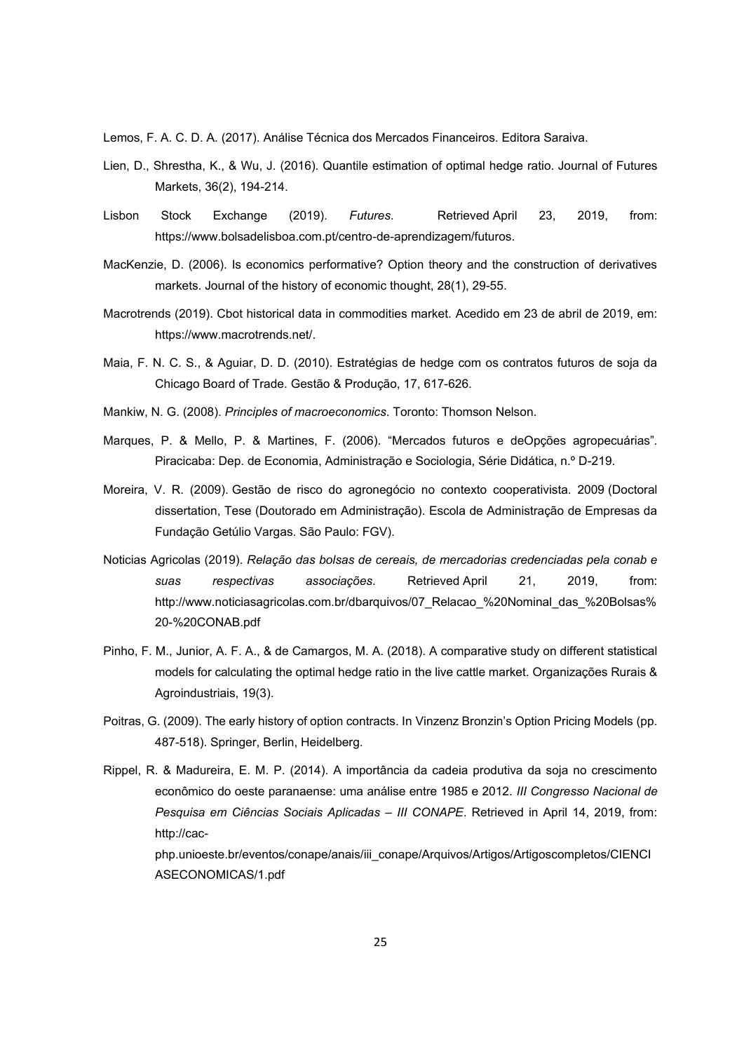Lemos, F. A. C. D. A. (2017). Análise Técnica dos Mercados Financeiros. Editora Saraiva.

Lien, D., Shrestha, K., & Wu, J. (2016). Quantile estimation of optimal hedge ratio. Journal of Futures Markets, 36(2), 194-214.

Lisbon Stock Exchange (2019). *Futures*. Retrieved April 23, 2019, from: https://www.bolsadelisboa.com.pt/centro-de-aprendizagem/futuros.

MacKenzie, D. (2006). Is economics performative? Option theory and the construction of derivatives markets. Journal of the history of economic thought, 28(1), 29-55.

Macrotrends (2019). Cbot historical data in commodities market. Acedido em 23 de abril de 2019, em: https://www.macrotrends.net/.

Maia, F. N. C. S., & Aguiar, D. D. (2010). Estratégias de hedge com os contratos futuros de soja da Chicago Board of Trade. Gestão & Produção, 17, 617-626.

Mankiw, N. G. (2008). *Principles of macroeconomics*. Toronto: Thomson Nelson.

Marques, P. & Mello, P. & Martines, F. (2006). "Mercados futuros e deOpções agropecuárias". Piracicaba: Dep. de Economia, Administração e Sociologia, Série Didática, n.º D-219.

Moreira, V. R. (2009). Gestão de risco do agronegócio no contexto cooperativista. 2009 (Doctoral dissertation, Tese (Doutorado em Administração). Escola de Administração de Empresas da Fundação Getúlio Vargas. São Paulo: FGV).

Noticias Agricolas (2019). *Relação das bolsas de cereais, de mercadorias credenciadas pela conab e suas respectivas associações*. Retrieved April 21, 2019, from: http://www.noticiasagricolas.com.br/dbarquivos/07_Relacao_%20Nominal_das_%20Bolsas%20-%20CONAB.pdf

Pinho, F. M., Junior, A. F. A., & de Camargos, M. A. (2018). A comparative study on different statistical models for calculating the optimal hedge ratio in the live cattle market. Organizações Rurais & Agroindustriais, 19(3).

Poitras, G. (2009). The early history of option contracts. In Vinzenz Bronzin's Option Pricing Models (pp. 487-518). Springer, Berlin, Heidelberg.

Rippel, R. & Madureira, E. M. P. (2014). A importância da cadeia produtiva da soja no crescimento econômico do oeste paranaense: uma análise entre 1985 e 2012. *III Congresso Nacional de Pesquisa em Ciências Sociais Aplicadas – III CONAPE*. Retrieved in April 14, 2019, from: http://cac-php.unioeste.br/eventos/conape/anais/iii_conape/Arquivos/Artigos/Artigoscompletos/CIENCIASECONOMICAS/1.pdf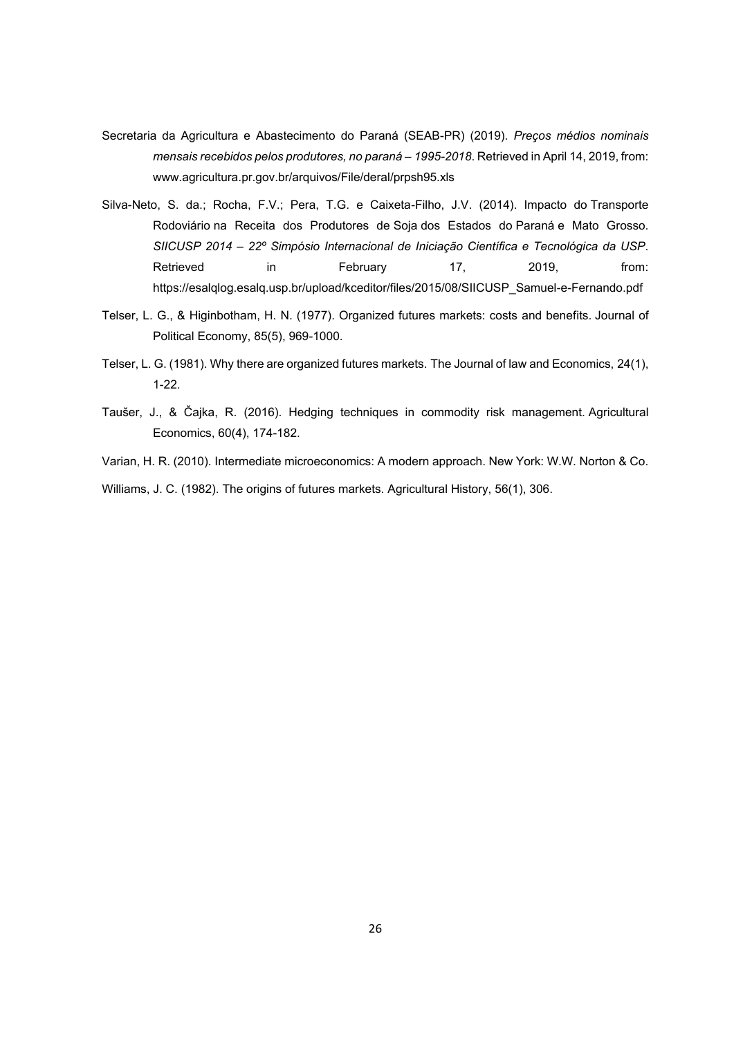Secretaria da Agricultura e Abastecimento do Paraná (SEAB-PR) (2019). *Preços médios nominais mensais recebidos pelos produtores, no paraná – 1995-2018*. Retrieved in April 14, 2019, from: www.agricultura.pr.gov.br/arquivos/File/deral/prpsh95.xls

Silva-Neto, S. da.; Rocha, F.V.; Pera, T.G. e Caixeta-Filho, J.V. (2014). Impacto do Transporte Rodoviário na Receita dos Produtores de Soja dos Estados do Paraná e Mato Grosso. *SIICUSP 2014 – 22º Simpósio Internacional de Iniciação Científica e Tecnológica da USP*. Retrieved in February 17, 2019, from: https://esalqlog.esalq.usp.br/upload/kceditor/files/2015/08/SIICUSP_Samuel-e-Fernando.pdf

Telser, L. G., & Higinbotham, H. N. (1977). Organized futures markets: costs and benefits. Journal of Political Economy, 85(5), 969-1000.

Telser, L. G. (1981). Why there are organized futures markets. The Journal of law and Economics, 24(1), 1-22.

Taušer, J., & Čajka, R. (2016). Hedging techniques in commodity risk management. Agricultural Economics, 60(4), 174-182.

Varian, H. R. (2010). Intermediate microeconomics: A modern approach. New York: W.W. Norton & Co.

Williams, J. C. (1982). The origins of futures markets. Agricultural History, 56(1), 306.